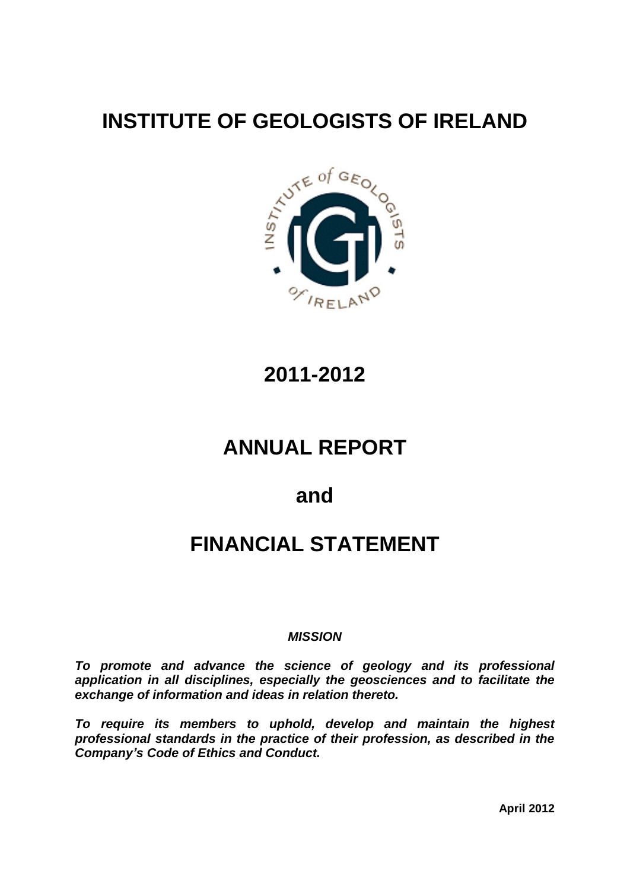# INSTITUTE OF GEOLOGISTS OF IRELAND

## 2011-2012

# ANNUAL REPORT

## and

# FINANCIAL STATEMENT

***MISSION***

***To promote and advance the science of geology and its professional application in all disciplines, especially the geosciences and to facilitate the exchange of information and ideas in relation thereto.***

***To require its members to uphold, develop and maintain the highest professional standards in the practice of their profession, as described in the Company's Code of Ethics and Conduct.***

**April 2012**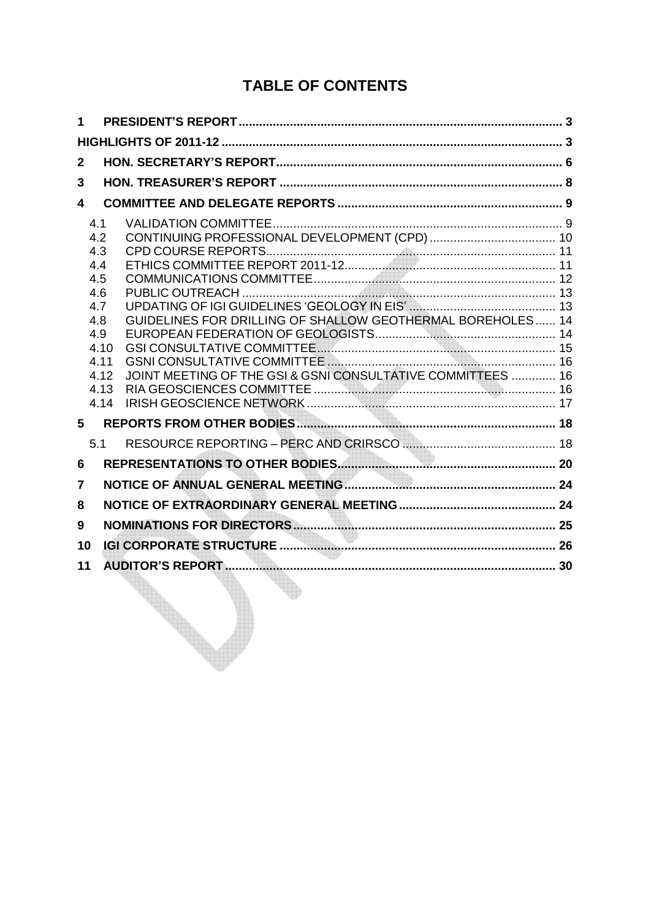# TABLE OF CONTENTS

| | | |
|---|---|---|
| **1** | **PRESIDENT'S REPORT** | **3** |
| | **HIGHLIGHTS OF 2011-12** | **3** |
| **2** | **HON. SECRETARY'S REPORT** | **6** |
| **3** | **HON. TREASURER'S REPORT** | **8** |
| **4** | **COMMITTEE AND DELEGATE REPORTS** | **9** |
| 4.1 | VALIDATION COMMITTEE | 9 |
| 4.2 | CONTINUING PROFESSIONAL DEVELOPMENT (CPD) | 10 |
| 4.3 | CPD COURSE REPORTS | 11 |
| 4.4 | ETHICS COMMITTEE REPORT 2011-12 | 11 |
| 4.5 | COMMUNICATIONS COMMITTEE | 12 |
| 4.6 | PUBLIC OUTREACH | 13 |
| 4.7 | UPDATING OF IGI GUIDELINES 'GEOLOGY IN EIS' | 13 |
| 4.8 | GUIDELINES FOR DRILLING OF SHALLOW GEOTHERMAL BOREHOLES | 14 |
| 4.9 | EUROPEAN FEDERATION OF GEOLOGISTS | 14 |
| 4.10 | GSI CONSULTATIVE COMMITTEE | 15 |
| 4.11 | GSNI CONSULTATIVE COMMITTEE | 16 |
| 4.12 | JOINT MEETING OF THE GSI & GSNI CONSULTATIVE COMMITTEES | 16 |
| 4.13 | RIA GEOSCIENCES COMMITTEE | 16 |
| 4.14 | IRISH GEOSCIENCE NETWORK | 17 |
| **5** | **REPORTS FROM OTHER BODIES** | **18** |
| 5.1 | RESOURCE REPORTING – PERC AND CRIRSCO | 18 |
| **6** | **REPRESENTATIONS TO OTHER BODIES** | **20** |
| **7** | **NOTICE OF ANNUAL GENERAL MEETING** | **24** |
| **8** | **NOTICE OF EXTRAORDINARY GENERAL MEETING** | **24** |
| **9** | **NOMINATIONS FOR DIRECTORS** | **25** |
| **10** | **IGI CORPORATE STRUCTURE** | **26** |
| **11** | **AUDITOR'S REPORT** | **30** |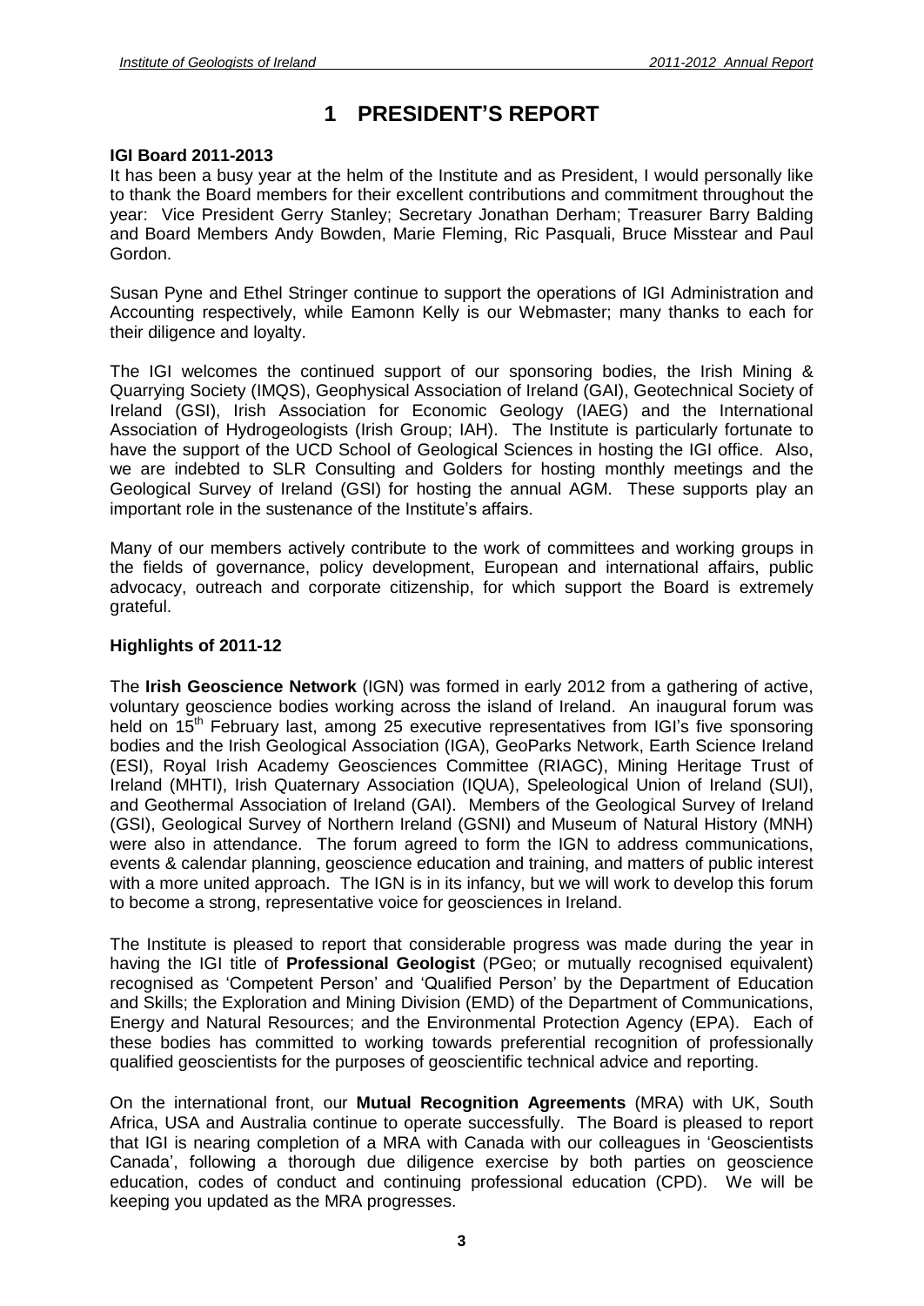# 1 PRESIDENT'S REPORT

**IGI Board 2011-2013**

It has been a busy year at the helm of the Institute and as President, I would personally like to thank the Board members for their excellent contributions and commitment throughout the year: Vice President Gerry Stanley; Secretary Jonathan Derham; Treasurer Barry Balding and Board Members Andy Bowden, Marie Fleming, Ric Pasquali, Bruce Misstear and Paul Gordon.

Susan Pyne and Ethel Stringer continue to support the operations of IGI Administration and Accounting respectively, while Eamonn Kelly is our Webmaster; many thanks to each for their diligence and loyalty.

The IGI welcomes the continued support of our sponsoring bodies, the Irish Mining & Quarrying Society (IMQS), Geophysical Association of Ireland (GAI), Geotechnical Society of Ireland (GSI), Irish Association for Economic Geology (IAEG) and the International Association of Hydrogeologists (Irish Group; IAH). The Institute is particularly fortunate to have the support of the UCD School of Geological Sciences in hosting the IGI office. Also, we are indebted to SLR Consulting and Golders for hosting monthly meetings and the Geological Survey of Ireland (GSI) for hosting the annual AGM. These supports play an important role in the sustenance of the Institute's affairs.

Many of our members actively contribute to the work of committees and working groups in the fields of governance, policy development, European and international affairs, public advocacy, outreach and corporate citizenship, for which support the Board is extremely grateful.

**Highlights of 2011-12**

The **Irish Geoscience Network** (IGN) was formed in early 2012 from a gathering of active, voluntary geoscience bodies working across the island of Ireland. An inaugural forum was held on 15th February last, among 25 executive representatives from IGI's five sponsoring bodies and the Irish Geological Association (IGA), GeoParks Network, Earth Science Ireland (ESI), Royal Irish Academy Geosciences Committee (RIAGC), Mining Heritage Trust of Ireland (MHTI), Irish Quaternary Association (IQUA), Speleological Union of Ireland (SUI), and Geothermal Association of Ireland (GAI). Members of the Geological Survey of Ireland (GSI), Geological Survey of Northern Ireland (GSNI) and Museum of Natural History (MNH) were also in attendance. The forum agreed to form the IGN to address communications, events & calendar planning, geoscience education and training, and matters of public interest with a more united approach. The IGN is in its infancy, but we will work to develop this forum to become a strong, representative voice for geosciences in Ireland.

The Institute is pleased to report that considerable progress was made during the year in having the IGI title of **Professional Geologist** (PGeo; or mutually recognised equivalent) recognised as 'Competent Person' and 'Qualified Person' by the Department of Education and Skills; the Exploration and Mining Division (EMD) of the Department of Communications, Energy and Natural Resources; and the Environmental Protection Agency (EPA). Each of these bodies has committed to working towards preferential recognition of professionally qualified geoscientists for the purposes of geoscientific technical advice and reporting.

On the international front, our **Mutual Recognition Agreements** (MRA) with UK, South Africa, USA and Australia continue to operate successfully. The Board is pleased to report that IGI is nearing completion of a MRA with Canada with our colleagues in 'Geoscientists Canada', following a thorough due diligence exercise by both parties on geoscience education, codes of conduct and continuing professional education (CPD). We will be keeping you updated as the MRA progresses.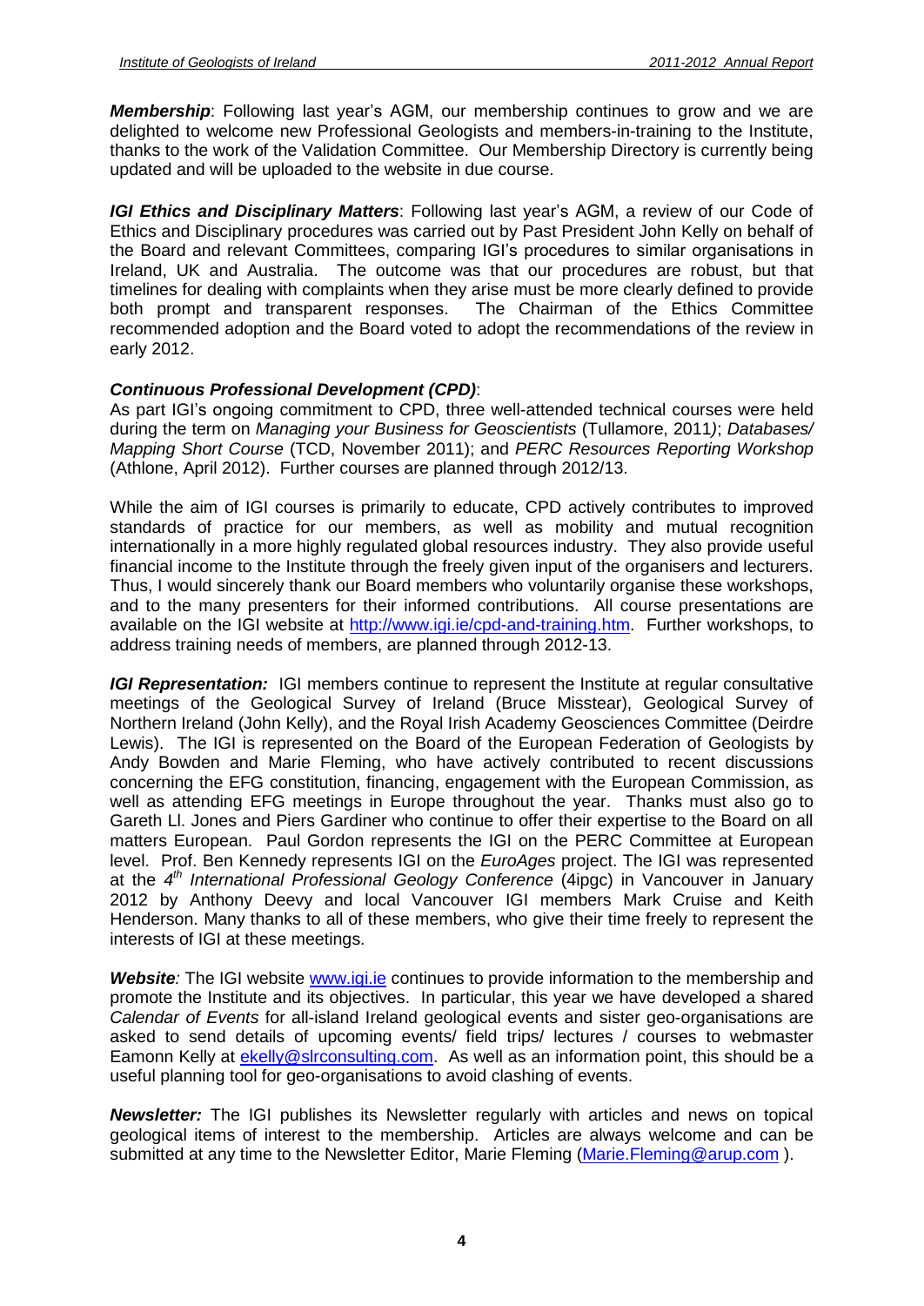***Membership***: Following last year's AGM, our membership continues to grow and we are delighted to welcome new Professional Geologists and members-in-training to the Institute, thanks to the work of the Validation Committee. Our Membership Directory is currently being updated and will be uploaded to the website in due course.

***IGI Ethics and Disciplinary Matters***: Following last year's AGM, a review of our Code of Ethics and Disciplinary procedures was carried out by Past President John Kelly on behalf of the Board and relevant Committees, comparing IGI's procedures to similar organisations in Ireland, UK and Australia. The outcome was that our procedures are robust, but that timelines for dealing with complaints when they arise must be more clearly defined to provide both prompt and transparent responses. The Chairman of the Ethics Committee recommended adoption and the Board voted to adopt the recommendations of the review in early 2012.

***Continuous Professional Development (CPD)***:

As part IGI's ongoing commitment to CPD, three well-attended technical courses were held during the term on *Managing your Business for Geoscientists* (Tullamore, 2011*)*; *Databases/ Mapping Short Course* (TCD, November 2011); and *PERC Resources Reporting Workshop* (Athlone, April 2012). Further courses are planned through 2012/13.

While the aim of IGI courses is primarily to educate, CPD actively contributes to improved standards of practice for our members, as well as mobility and mutual recognition internationally in a more highly regulated global resources industry. They also provide useful financial income to the Institute through the freely given input of the organisers and lecturers. Thus, I would sincerely thank our Board members who voluntarily organise these workshops, and to the many presenters for their informed contributions. All course presentations are available on the IGI website at http://www.igi.ie/cpd-and-training.htm. Further workshops, to address training needs of members, are planned through 2012-13.

***IGI Representation:*** IGI members continue to represent the Institute at regular consultative meetings of the Geological Survey of Ireland (Bruce Misstear), Geological Survey of Northern Ireland (John Kelly), and the Royal Irish Academy Geosciences Committee (Deirdre Lewis). The IGI is represented on the Board of the European Federation of Geologists by Andy Bowden and Marie Fleming, who have actively contributed to recent discussions concerning the EFG constitution, financing, engagement with the European Commission, as well as attending EFG meetings in Europe throughout the year. Thanks must also go to Gareth Ll. Jones and Piers Gardiner who continue to offer their expertise to the Board on all matters European. Paul Gordon represents the IGI on the PERC Committee at European level. Prof. Ben Kennedy represents IGI on the *EuroAges* project. The IGI was represented at the *4th International Professional Geology Conference* (4ipgc) in Vancouver in January 2012 by Anthony Deevy and local Vancouver IGI members Mark Cruise and Keith Henderson. Many thanks to all of these members, who give their time freely to represent the interests of IGI at these meetings.

***Website****:* The IGI website www.igi.ie continues to provide information to the membership and promote the Institute and its objectives. In particular, this year we have developed a shared *Calendar of Events* for all-island Ireland geological events and sister geo-organisations are asked to send details of upcoming events/ field trips/ lectures / courses to webmaster Eamonn Kelly at ekelly@slrconsulting.com. As well as an information point, this should be a useful planning tool for geo-organisations to avoid clashing of events.

***Newsletter:*** The IGI publishes its Newsletter regularly with articles and news on topical geological items of interest to the membership. Articles are always welcome and can be submitted at any time to the Newsletter Editor, Marie Fleming (Marie.Fleming@arup.com ).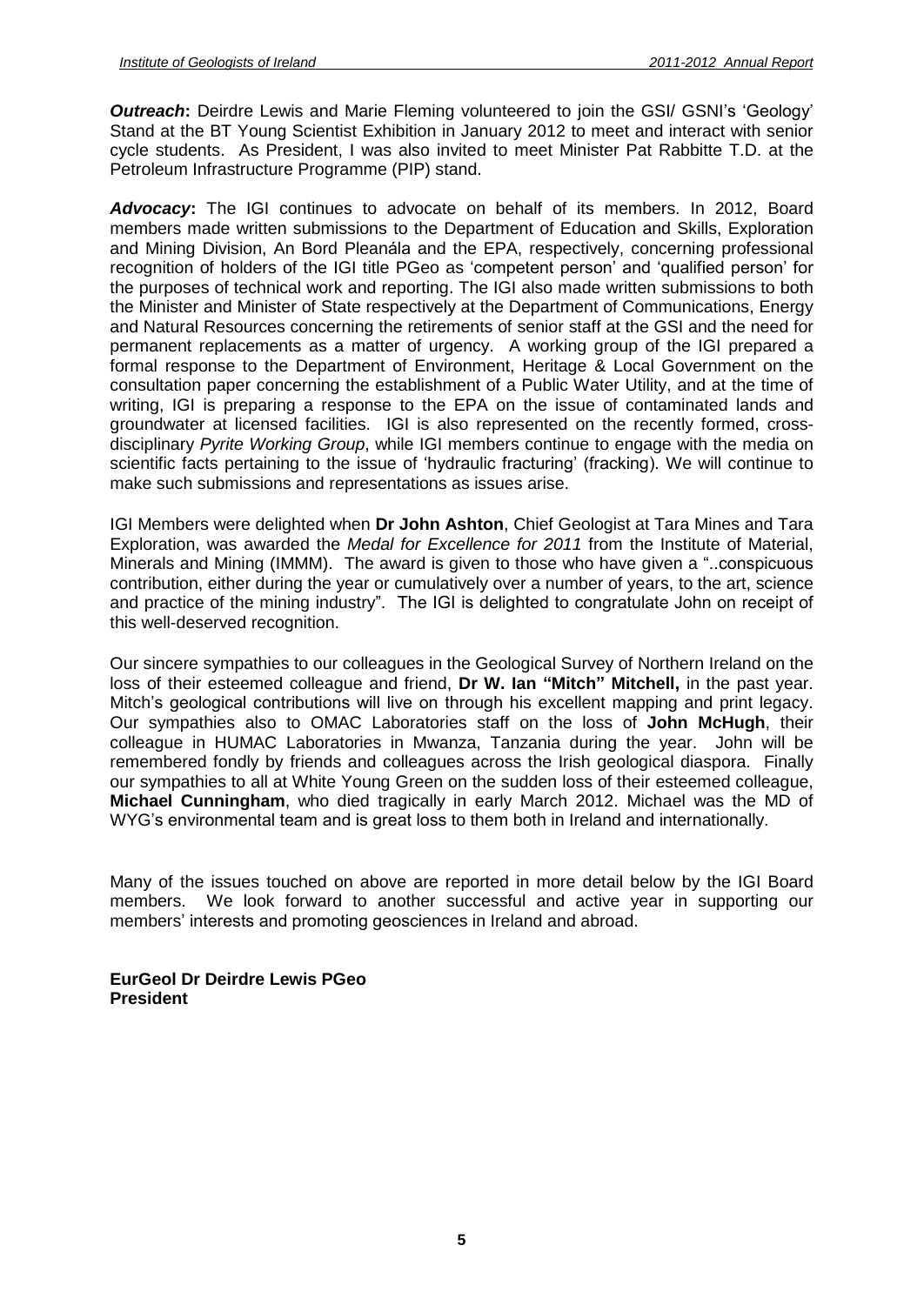***Outreach*:** Deirdre Lewis and Marie Fleming volunteered to join the GSI/ GSNI's 'Geology' Stand at the BT Young Scientist Exhibition in January 2012 to meet and interact with senior cycle students. As President, I was also invited to meet Minister Pat Rabbitte T.D. at the Petroleum Infrastructure Programme (PIP) stand.

***Advocacy*:** The IGI continues to advocate on behalf of its members. In 2012, Board members made written submissions to the Department of Education and Skills, Exploration and Mining Division, An Bord Pleanála and the EPA, respectively, concerning professional recognition of holders of the IGI title PGeo as 'competent person' and 'qualified person' for the purposes of technical work and reporting. The IGI also made written submissions to both the Minister and Minister of State respectively at the Department of Communications, Energy and Natural Resources concerning the retirements of senior staff at the GSI and the need for permanent replacements as a matter of urgency. A working group of the IGI prepared a formal response to the Department of Environment, Heritage & Local Government on the consultation paper concerning the establishment of a Public Water Utility, and at the time of writing, IGI is preparing a response to the EPA on the issue of contaminated lands and groundwater at licensed facilities. IGI is also represented on the recently formed, cross-disciplinary *Pyrite Working Group*, while IGI members continue to engage with the media on scientific facts pertaining to the issue of 'hydraulic fracturing' (fracking). We will continue to make such submissions and representations as issues arise.

IGI Members were delighted when **Dr John Ashton**, Chief Geologist at Tara Mines and Tara Exploration, was awarded the *Medal for Excellence for 2011* from the Institute of Material, Minerals and Mining (IMMM). The award is given to those who have given a "..conspicuous contribution, either during the year or cumulatively over a number of years, to the art, science and practice of the mining industry". The IGI is delighted to congratulate John on receipt of this well-deserved recognition.

Our sincere sympathies to our colleagues in the Geological Survey of Northern Ireland on the loss of their esteemed colleague and friend, **Dr W. Ian "Mitch" Mitchell,** in the past year. Mitch's geological contributions will live on through his excellent mapping and print legacy. Our sympathies also to OMAC Laboratories staff on the loss of **John McHugh**, their colleague in HUMAC Laboratories in Mwanza, Tanzania during the year. John will be remembered fondly by friends and colleagues across the Irish geological diaspora. Finally our sympathies to all at White Young Green on the sudden loss of their esteemed colleague, **Michael Cunningham**, who died tragically in early March 2012. Michael was the MD of WYG's environmental team and is great loss to them both in Ireland and internationally.

Many of the issues touched on above are reported in more detail below by the IGI Board members. We look forward to another successful and active year in supporting our members' interests and promoting geosciences in Ireland and abroad.

**EurGeol Dr Deirdre Lewis PGeo**
**President**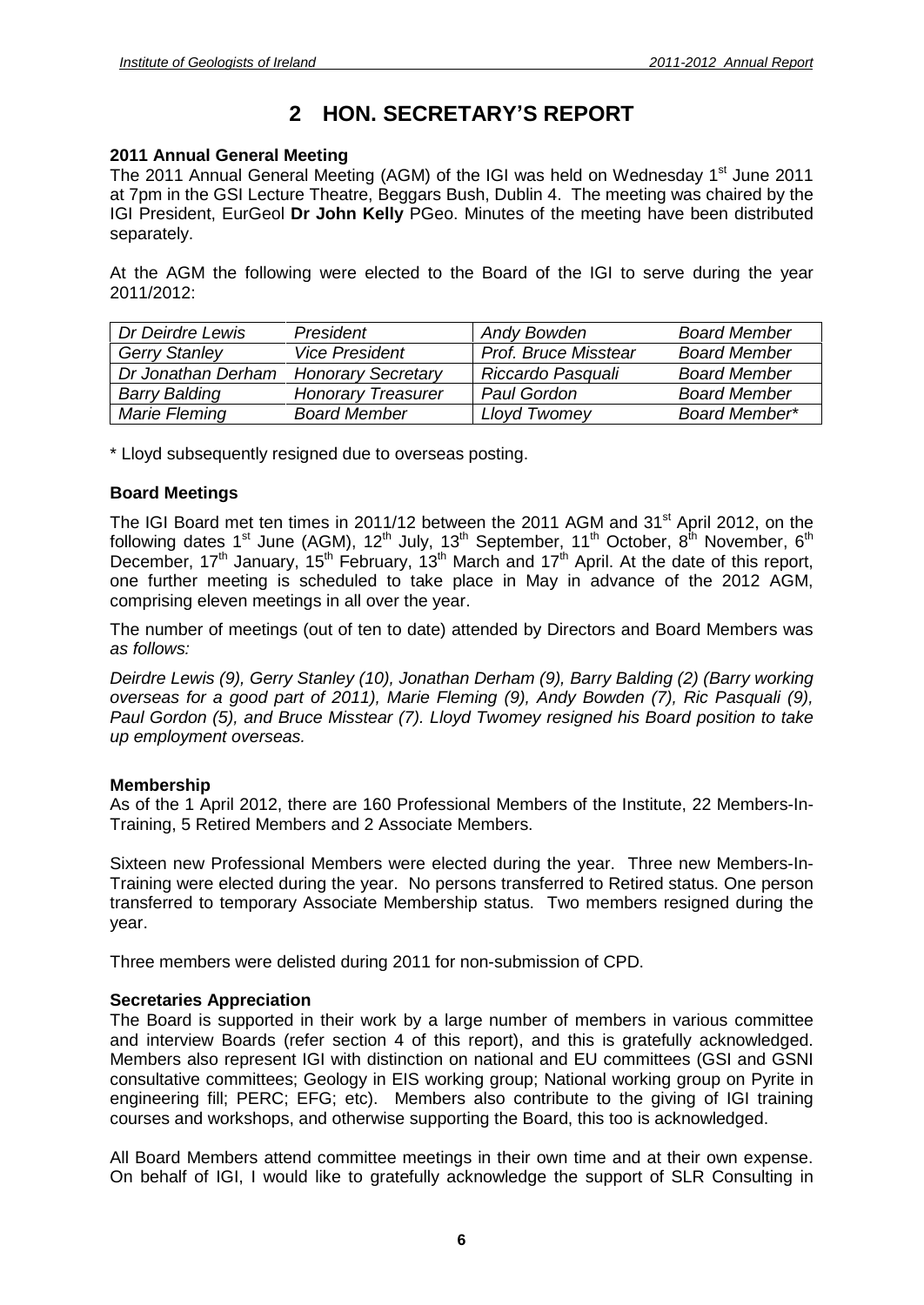# 2 HON. SECRETARY'S REPORT

**2011 Annual General Meeting**

The 2011 Annual General Meeting (AGM) of the IGI was held on Wednesday 1st June 2011 at 7pm in the GSI Lecture Theatre, Beggars Bush, Dublin 4. The meeting was chaired by the IGI President, EurGeol **Dr John Kelly** PGeo. Minutes of the meeting have been distributed separately.

At the AGM the following were elected to the Board of the IGI to serve during the year 2011/2012:

| *Dr Deirdre Lewis* | *President* | *Andy Bowden* | *Board Member* |
|---|---|---|---|
| *Gerry Stanley* | *Vice President* | *Prof. Bruce Misstear* | *Board Member* |
| *Dr Jonathan Derham* | *Honorary Secretary* | *Riccardo Pasquali* | *Board Member* |
| *Barry Balding* | *Honorary Treasurer* | *Paul Gordon* | *Board Member* |
| *Marie Fleming* | *Board Member* | *Lloyd Twomey* | *Board Member** |

\* Lloyd subsequently resigned due to overseas posting.

**Board Meetings**

The IGI Board met ten times in 2011/12 between the 2011 AGM and 31st April 2012, on the following dates 1st June (AGM), 12th July, 13th September, 11th October, 8th November, 6th December, 17th January, 15th February, 13th March and 17th April. At the date of this report, one further meeting is scheduled to take place in May in advance of the 2012 AGM, comprising eleven meetings in all over the year.

The number of meetings (out of ten to date) attended by Directors and Board Members was *as follows:*

*Deirdre Lewis (9), Gerry Stanley (10), Jonathan Derham (9), Barry Balding (2) (Barry working overseas for a good part of 2011), Marie Fleming (9), Andy Bowden (7), Ric Pasquali (9), Paul Gordon (5), and Bruce Misstear (7). Lloyd Twomey resigned his Board position to take up employment overseas.*

**Membership**

As of the 1 April 2012, there are 160 Professional Members of the Institute, 22 Members-In-Training, 5 Retired Members and 2 Associate Members.

Sixteen new Professional Members were elected during the year. Three new Members-In-Training were elected during the year. No persons transferred to Retired status. One person transferred to temporary Associate Membership status. Two members resigned during the year.

Three members were delisted during 2011 for non-submission of CPD.

**Secretaries Appreciation**

The Board is supported in their work by a large number of members in various committee and interview Boards (refer section 4 of this report), and this is gratefully acknowledged. Members also represent IGI with distinction on national and EU committees (GSI and GSNI consultative committees; Geology in EIS working group; National working group on Pyrite in engineering fill; PERC; EFG; etc). Members also contribute to the giving of IGI training courses and workshops, and otherwise supporting the Board, this too is acknowledged.

All Board Members attend committee meetings in their own time and at their own expense. On behalf of IGI, I would like to gratefully acknowledge the support of SLR Consulting in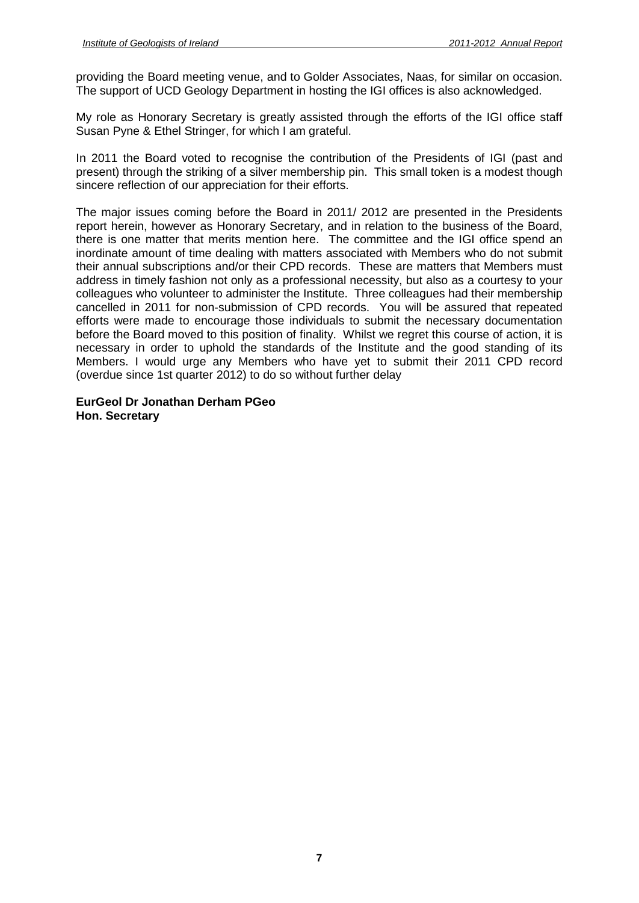providing the Board meeting venue, and to Golder Associates, Naas, for similar on occasion. The support of UCD Geology Department in hosting the IGI offices is also acknowledged.

My role as Honorary Secretary is greatly assisted through the efforts of the IGI office staff Susan Pyne & Ethel Stringer, for which I am grateful.

In 2011 the Board voted to recognise the contribution of the Presidents of IGI (past and present) through the striking of a silver membership pin. This small token is a modest though sincere reflection of our appreciation for their efforts.

The major issues coming before the Board in 2011/ 2012 are presented in the Presidents report herein, however as Honorary Secretary, and in relation to the business of the Board, there is one matter that merits mention here. The committee and the IGI office spend an inordinate amount of time dealing with matters associated with Members who do not submit their annual subscriptions and/or their CPD records. These are matters that Members must address in timely fashion not only as a professional necessity, but also as a courtesy to your colleagues who volunteer to administer the Institute. Three colleagues had their membership cancelled in 2011 for non-submission of CPD records. You will be assured that repeated efforts were made to encourage those individuals to submit the necessary documentation before the Board moved to this position of finality. Whilst we regret this course of action, it is necessary in order to uphold the standards of the Institute and the good standing of its Members. I would urge any Members who have yet to submit their 2011 CPD record (overdue since 1st quarter 2012) to do so without further delay

**EurGeol Dr Jonathan Derham PGeo**
**Hon. Secretary**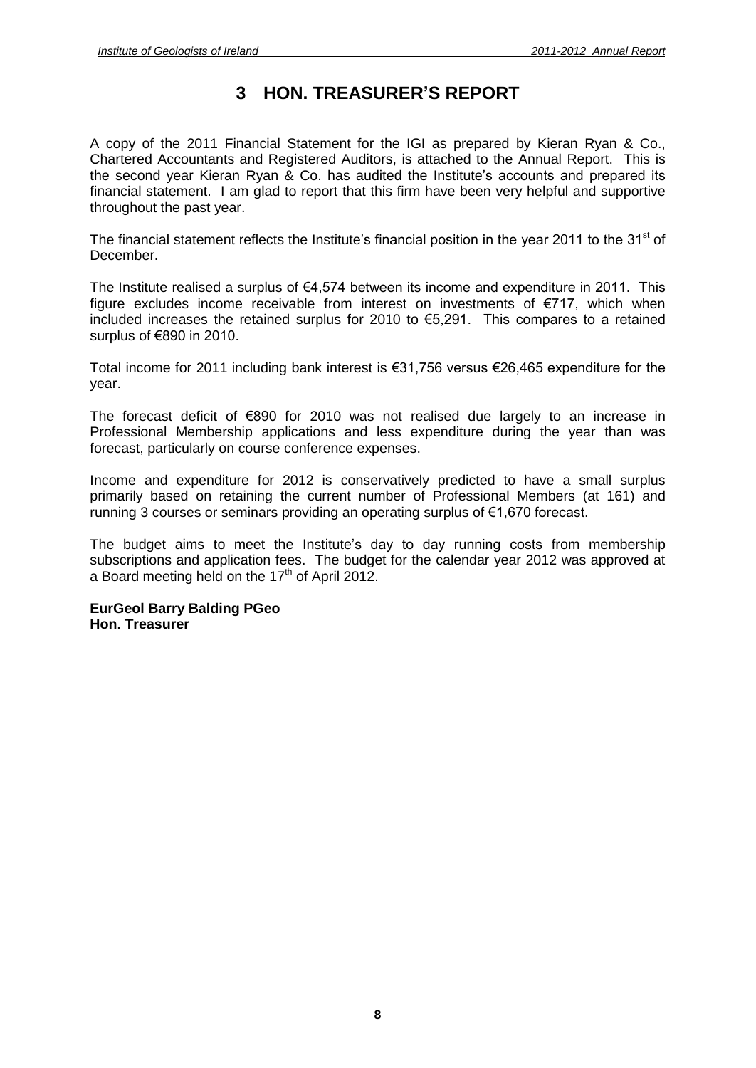# 3 HON. TREASURER'S REPORT

A copy of the 2011 Financial Statement for the IGI as prepared by Kieran Ryan & Co., Chartered Accountants and Registered Auditors, is attached to the Annual Report. This is the second year Kieran Ryan & Co. has audited the Institute's accounts and prepared its financial statement. I am glad to report that this firm have been very helpful and supportive throughout the past year.

The financial statement reflects the Institute's financial position in the year 2011 to the 31st of December.

The Institute realised a surplus of €4,574 between its income and expenditure in 2011. This figure excludes income receivable from interest on investments of €717, which when included increases the retained surplus for 2010 to €5,291. This compares to a retained surplus of €890 in 2010.

Total income for 2011 including bank interest is €31,756 versus €26,465 expenditure for the year.

The forecast deficit of €890 for 2010 was not realised due largely to an increase in Professional Membership applications and less expenditure during the year than was forecast, particularly on course conference expenses.

Income and expenditure for 2012 is conservatively predicted to have a small surplus primarily based on retaining the current number of Professional Members (at 161) and running 3 courses or seminars providing an operating surplus of €1,670 forecast.

The budget aims to meet the Institute's day to day running costs from membership subscriptions and application fees. The budget for the calendar year 2012 was approved at a Board meeting held on the 17th of April 2012.

**EurGeol Barry Balding PGeo**
**Hon. Treasurer**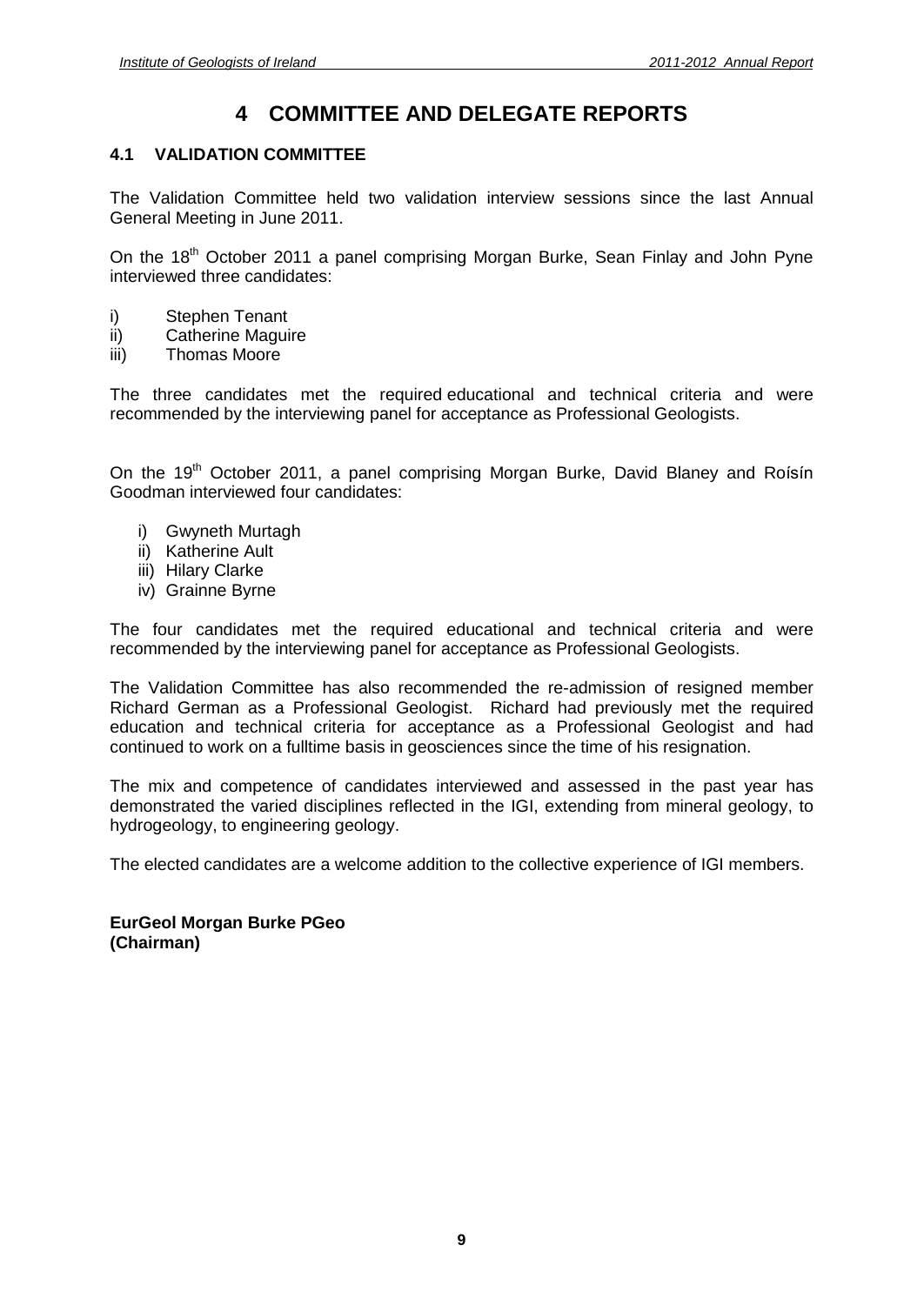# 4 COMMITTEE AND DELEGATE REPORTS

## 4.1 VALIDATION COMMITTEE

The Validation Committee held two validation interview sessions since the last Annual General Meeting in June 2011.

On the 18th October 2011 a panel comprising Morgan Burke, Sean Finlay and John Pyne interviewed three candidates:

i) Stephen Tenant
ii) Catherine Maguire
iii) Thomas Moore

The three candidates met the required educational and technical criteria and were recommended by the interviewing panel for acceptance as Professional Geologists.

On the 19th October 2011, a panel comprising Morgan Burke, David Blaney and Roísín Goodman interviewed four candidates:

i) Gwyneth Murtagh
ii) Katherine Ault
iii) Hilary Clarke
iv) Grainne Byrne

The four candidates met the required educational and technical criteria and were recommended by the interviewing panel for acceptance as Professional Geologists.

The Validation Committee has also recommended the re-admission of resigned member Richard German as a Professional Geologist. Richard had previously met the required education and technical criteria for acceptance as a Professional Geologist and had continued to work on a fulltime basis in geosciences since the time of his resignation.

The mix and competence of candidates interviewed and assessed in the past year has demonstrated the varied disciplines reflected in the IGI, extending from mineral geology, to hydrogeology, to engineering geology.

The elected candidates are a welcome addition to the collective experience of IGI members.

**EurGeol Morgan Burke PGeo**
**(Chairman)**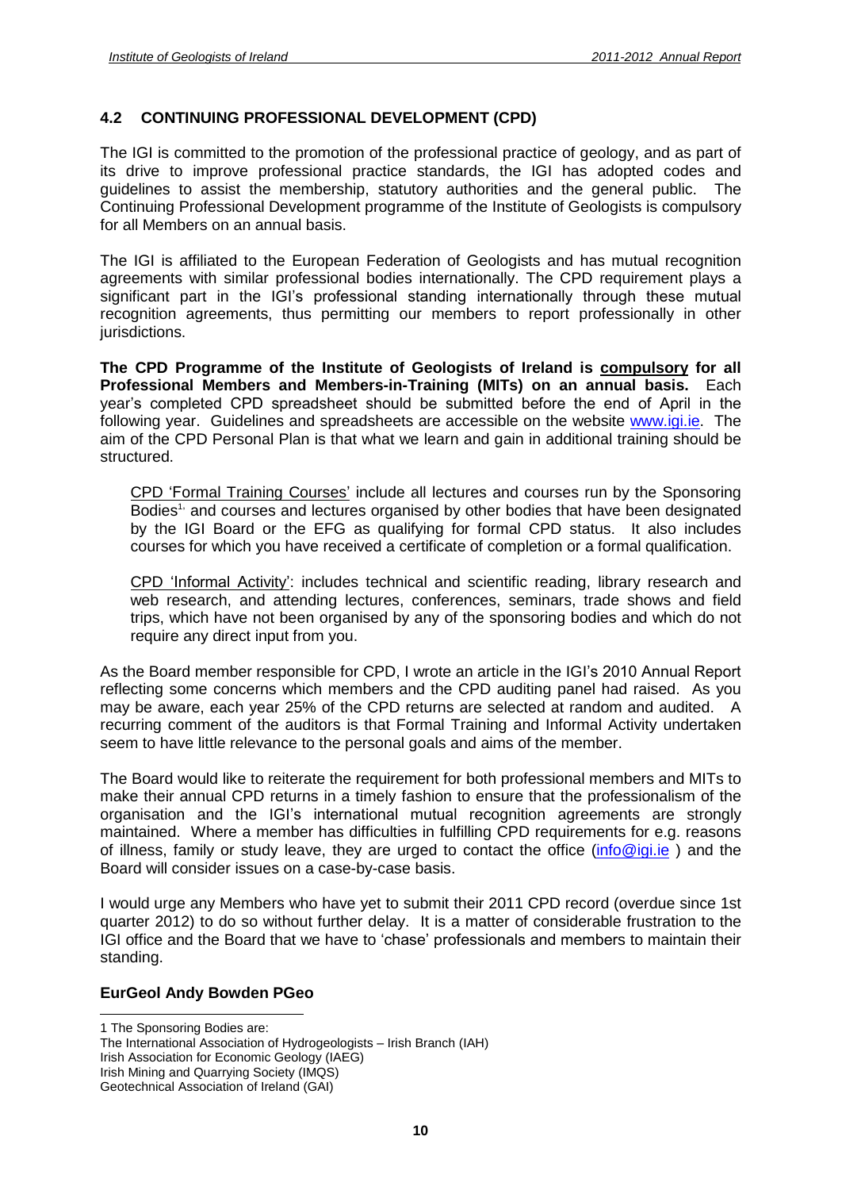## 4.2 CONTINUING PROFESSIONAL DEVELOPMENT (CPD)

The IGI is committed to the promotion of the professional practice of geology, and as part of its drive to improve professional practice standards, the IGI has adopted codes and guidelines to assist the membership, statutory authorities and the general public. The Continuing Professional Development programme of the Institute of Geologists is compulsory for all Members on an annual basis.

The IGI is affiliated to the European Federation of Geologists and has mutual recognition agreements with similar professional bodies internationally. The CPD requirement plays a significant part in the IGI's professional standing internationally through these mutual recognition agreements, thus permitting our members to report professionally in other jurisdictions.

**The CPD Programme of the Institute of Geologists of Ireland is compulsory for all Professional Members and Members-in-Training (MITs) on an annual basis.** Each year's completed CPD spreadsheet should be submitted before the end of April in the following year. Guidelines and spreadsheets are accessible on the website www.igi.ie. The aim of the CPD Personal Plan is that what we learn and gain in additional training should be structured.

> CPD 'Formal Training Courses' include all lectures and courses run by the Sponsoring Bodies[1] and courses and lectures organised by other bodies that have been designated by the IGI Board or the EFG as qualifying for formal CPD status. It also includes courses for which you have received a certificate of completion or a formal qualification.
>
> CPD 'Informal Activity': includes technical and scientific reading, library research and web research, and attending lectures, conferences, seminars, trade shows and field trips, which have not been organised by any of the sponsoring bodies and which do not require any direct input from you.

As the Board member responsible for CPD, I wrote an article in the IGI's 2010 Annual Report reflecting some concerns which members and the CPD auditing panel had raised. As you may be aware, each year 25% of the CPD returns are selected at random and audited. A recurring comment of the auditors is that Formal Training and Informal Activity undertaken seem to have little relevance to the personal goals and aims of the member.

The Board would like to reiterate the requirement for both professional members and MITs to make their annual CPD returns in a timely fashion to ensure that the professionalism of the organisation and the IGI's international mutual recognition agreements are strongly maintained. Where a member has difficulties in fulfilling CPD requirements for e.g. reasons of illness, family or study leave, they are urged to contact the office (info@igi.ie ) and the Board will consider issues on a case-by-case basis.

I would urge any Members who have yet to submit their 2011 CPD record (overdue since 1st quarter 2012) to do so without further delay. It is a matter of considerable frustration to the IGI office and the Board that we have to 'chase' professionals and members to maintain their standing.

**EurGeol Andy Bowden PGeo**

---

1 The Sponsoring Bodies are:
The International Association of Hydrogeologists – Irish Branch (IAH)
Irish Association for Economic Geology (IAEG)
Irish Mining and Quarrying Society (IMQS)
Geotechnical Association of Ireland (GAI)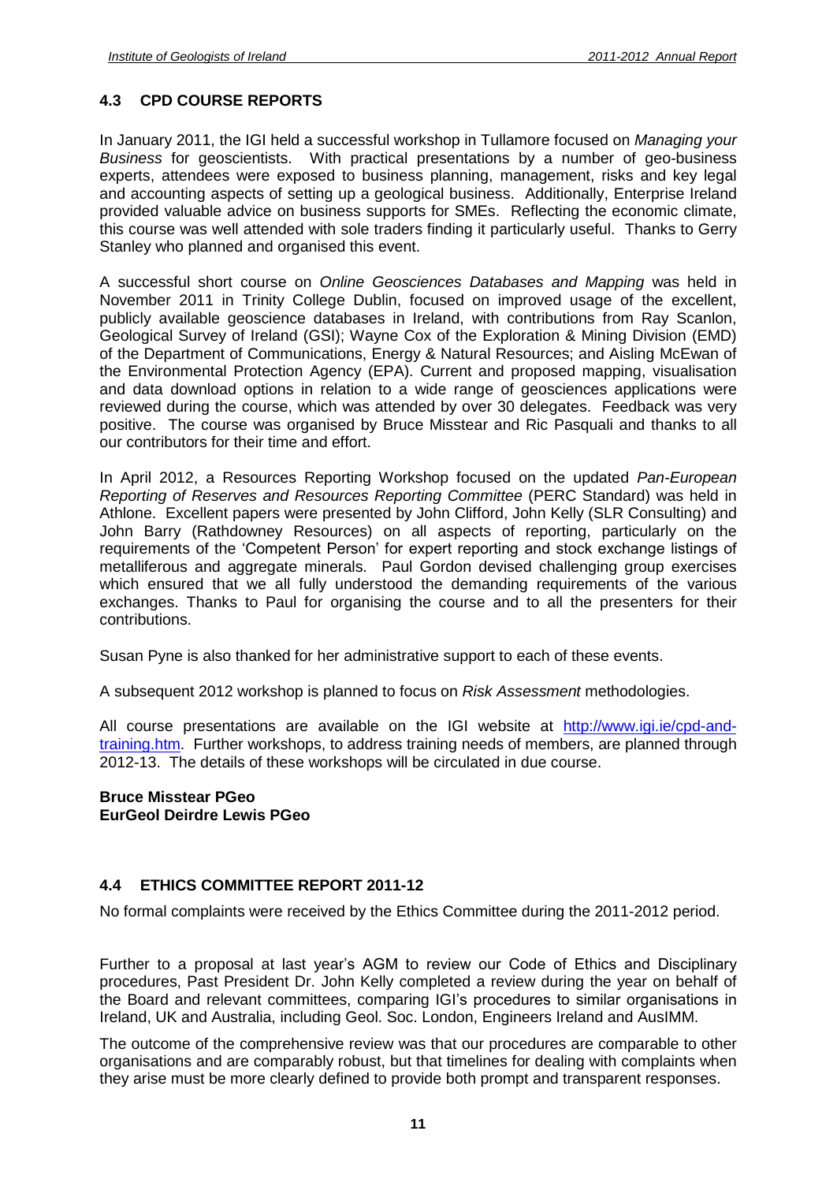## 4.3 CPD COURSE REPORTS

In January 2011, the IGI held a successful workshop in Tullamore focused on *Managing your Business* for geoscientists. With practical presentations by a number of geo-business experts, attendees were exposed to business planning, management, risks and key legal and accounting aspects of setting up a geological business. Additionally, Enterprise Ireland provided valuable advice on business supports for SMEs. Reflecting the economic climate, this course was well attended with sole traders finding it particularly useful. Thanks to Gerry Stanley who planned and organised this event.

A successful short course on *Online Geosciences Databases and Mapping* was held in November 2011 in Trinity College Dublin, focused on improved usage of the excellent, publicly available geoscience databases in Ireland, with contributions from Ray Scanlon, Geological Survey of Ireland (GSI); Wayne Cox of the Exploration & Mining Division (EMD) of the Department of Communications, Energy & Natural Resources; and Aisling McEwan of the Environmental Protection Agency (EPA). Current and proposed mapping, visualisation and data download options in relation to a wide range of geosciences applications were reviewed during the course, which was attended by over 30 delegates. Feedback was very positive. The course was organised by Bruce Misstear and Ric Pasquali and thanks to all our contributors for their time and effort.

In April 2012, a Resources Reporting Workshop focused on the updated *Pan-European Reporting of Reserves and Resources Reporting Committee* (PERC Standard) was held in Athlone. Excellent papers were presented by John Clifford, John Kelly (SLR Consulting) and John Barry (Rathdowney Resources) on all aspects of reporting, particularly on the requirements of the 'Competent Person' for expert reporting and stock exchange listings of metalliferous and aggregate minerals. Paul Gordon devised challenging group exercises which ensured that we all fully understood the demanding requirements of the various exchanges. Thanks to Paul for organising the course and to all the presenters for their contributions.

Susan Pyne is also thanked for her administrative support to each of these events.

A subsequent 2012 workshop is planned to focus on *Risk Assessment* methodologies.

All course presentations are available on the IGI website at [http://www.igi.ie/cpd-and-training.htm](http://www.igi.ie/cpd-and-training.htm). Further workshops, to address training needs of members, are planned through 2012-13. The details of these workshops will be circulated in due course.

**Bruce Misstear PGeo**
**EurGeol Deirdre Lewis PGeo**

## 4.4 ETHICS COMMITTEE REPORT 2011-12

No formal complaints were received by the Ethics Committee during the 2011-2012 period.

Further to a proposal at last year's AGM to review our Code of Ethics and Disciplinary procedures, Past President Dr. John Kelly completed a review during the year on behalf of the Board and relevant committees, comparing IGI's procedures to similar organisations in Ireland, UK and Australia, including Geol. Soc. London, Engineers Ireland and AusIMM.

The outcome of the comprehensive review was that our procedures are comparable to other organisations and are comparably robust, but that timelines for dealing with complaints when they arise must be more clearly defined to provide both prompt and transparent responses.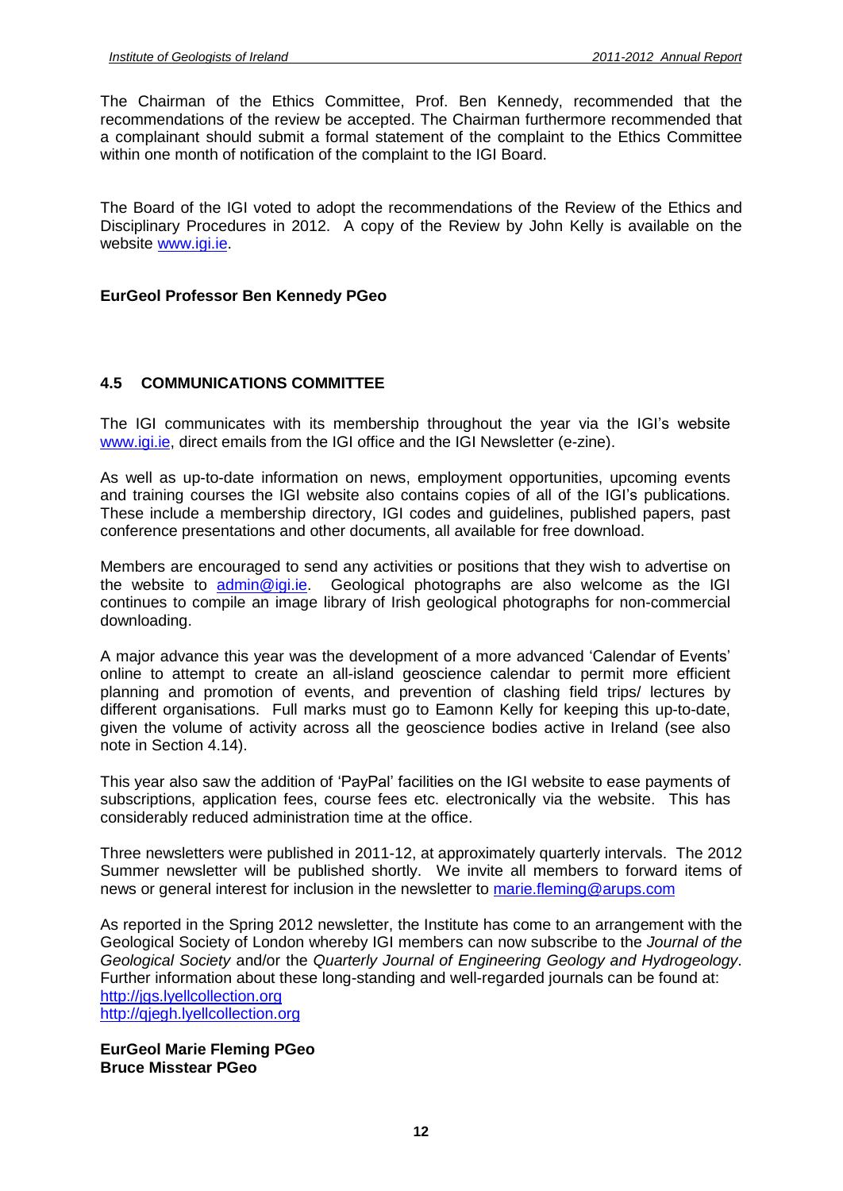The Chairman of the Ethics Committee, Prof. Ben Kennedy, recommended that the recommendations of the review be accepted. The Chairman furthermore recommended that a complainant should submit a formal statement of the complaint to the Ethics Committee within one month of notification of the complaint to the IGI Board.

The Board of the IGI voted to adopt the recommendations of the Review of the Ethics and Disciplinary Procedures in 2012. A copy of the Review by John Kelly is available on the website www.igi.ie.

**EurGeol Professor Ben Kennedy PGeo**

### 4.5 COMMUNICATIONS COMMITTEE

The IGI communicates with its membership throughout the year via the IGI's website www.igi.ie, direct emails from the IGI office and the IGI Newsletter (e-zine).

As well as up-to-date information on news, employment opportunities, upcoming events and training courses the IGI website also contains copies of all of the IGI's publications. These include a membership directory, IGI codes and guidelines, published papers, past conference presentations and other documents, all available for free download.

Members are encouraged to send any activities or positions that they wish to advertise on the website to admin@igi.ie. Geological photographs are also welcome as the IGI continues to compile an image library of Irish geological photographs for non-commercial downloading.

A major advance this year was the development of a more advanced 'Calendar of Events' online to attempt to create an all-island geoscience calendar to permit more efficient planning and promotion of events, and prevention of clashing field trips/ lectures by different organisations. Full marks must go to Eamonn Kelly for keeping this up-to-date, given the volume of activity across all the geoscience bodies active in Ireland (see also note in Section 4.14).

This year also saw the addition of 'PayPal' facilities on the IGI website to ease payments of subscriptions, application fees, course fees etc. electronically via the website. This has considerably reduced administration time at the office.

Three newsletters were published in 2011-12, at approximately quarterly intervals. The 2012 Summer newsletter will be published shortly. We invite all members to forward items of news or general interest for inclusion in the newsletter to marie.fleming@arups.com

As reported in the Spring 2012 newsletter, the Institute has come to an arrangement with the Geological Society of London whereby IGI members can now subscribe to the *Journal of the Geological Society* and/or the *Quarterly Journal of Engineering Geology and Hydrogeology*. Further information about these long-standing and well-regarded journals can be found at:
http://jgs.lyellcollection.org
http://qjegh.lyellcollection.org

**EurGeol Marie Fleming PGeo**
**Bruce Misstear PGeo**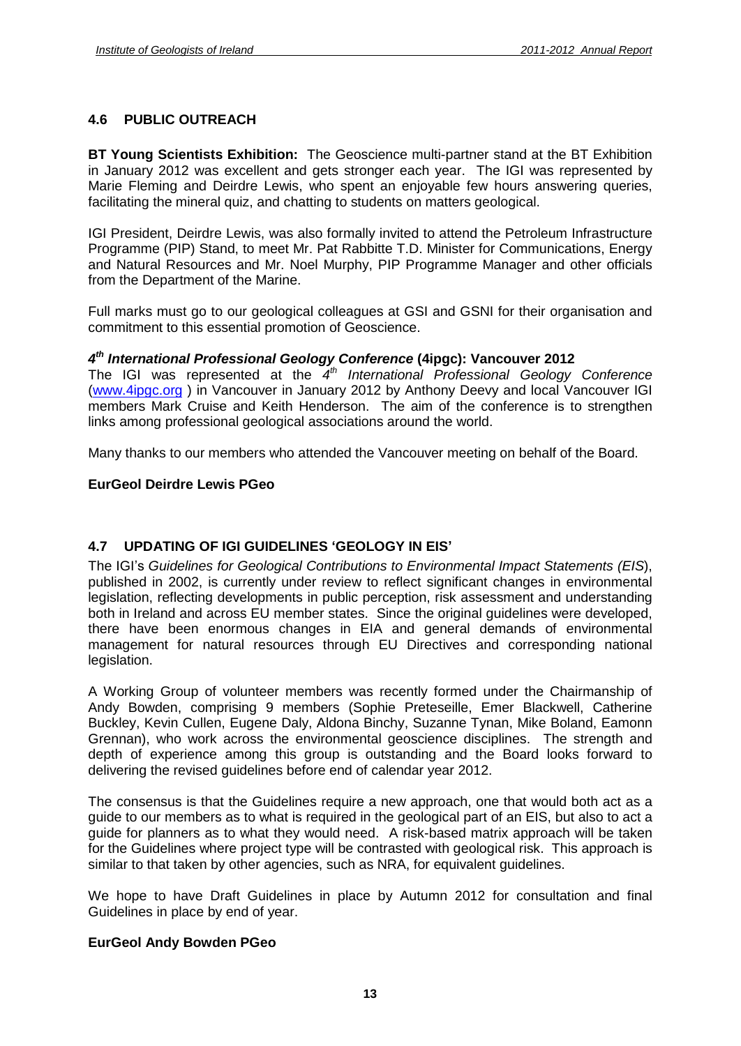## 4.6 PUBLIC OUTREACH

**BT Young Scientists Exhibition:** The Geoscience multi-partner stand at the BT Exhibition in January 2012 was excellent and gets stronger each year. The IGI was represented by Marie Fleming and Deirdre Lewis, who spent an enjoyable few hours answering queries, facilitating the mineral quiz, and chatting to students on matters geological.

IGI President, Deirdre Lewis, was also formally invited to attend the Petroleum Infrastructure Programme (PIP) Stand, to meet Mr. Pat Rabbitte T.D. Minister for Communications, Energy and Natural Resources and Mr. Noel Murphy, PIP Programme Manager and other officials from the Department of the Marine.

Full marks must go to our geological colleagues at GSI and GSNI for their organisation and commitment to this essential promotion of Geoscience.

### *4th International Professional Geology Conference* (4ipgc): Vancouver 2012

The IGI was represented at the *4th International Professional Geology Conference* (www.4ipgc.org ) in Vancouver in January 2012 by Anthony Deevy and local Vancouver IGI members Mark Cruise and Keith Henderson. The aim of the conference is to strengthen links among professional geological associations around the world.

Many thanks to our members who attended the Vancouver meeting on behalf of the Board.

**EurGeol Deirdre Lewis PGeo**

## 4.7 UPDATING OF IGI GUIDELINES 'GEOLOGY IN EIS'

The IGI's *Guidelines for Geological Contributions to Environmental Impact Statements (EIS*), published in 2002, is currently under review to reflect significant changes in environmental legislation, reflecting developments in public perception, risk assessment and understanding both in Ireland and across EU member states. Since the original guidelines were developed, there have been enormous changes in EIA and general demands of environmental management for natural resources through EU Directives and corresponding national legislation.

A Working Group of volunteer members was recently formed under the Chairmanship of Andy Bowden, comprising 9 members (Sophie Preteseille, Emer Blackwell, Catherine Buckley, Kevin Cullen, Eugene Daly, Aldona Binchy, Suzanne Tynan, Mike Boland, Eamonn Grennan), who work across the environmental geoscience disciplines. The strength and depth of experience among this group is outstanding and the Board looks forward to delivering the revised guidelines before end of calendar year 2012.

The consensus is that the Guidelines require a new approach, one that would both act as a guide to our members as to what is required in the geological part of an EIS, but also to act a guide for planners as to what they would need. A risk-based matrix approach will be taken for the Guidelines where project type will be contrasted with geological risk. This approach is similar to that taken by other agencies, such as NRA, for equivalent guidelines.

We hope to have Draft Guidelines in place by Autumn 2012 for consultation and final Guidelines in place by end of year.

**EurGeol Andy Bowden PGeo**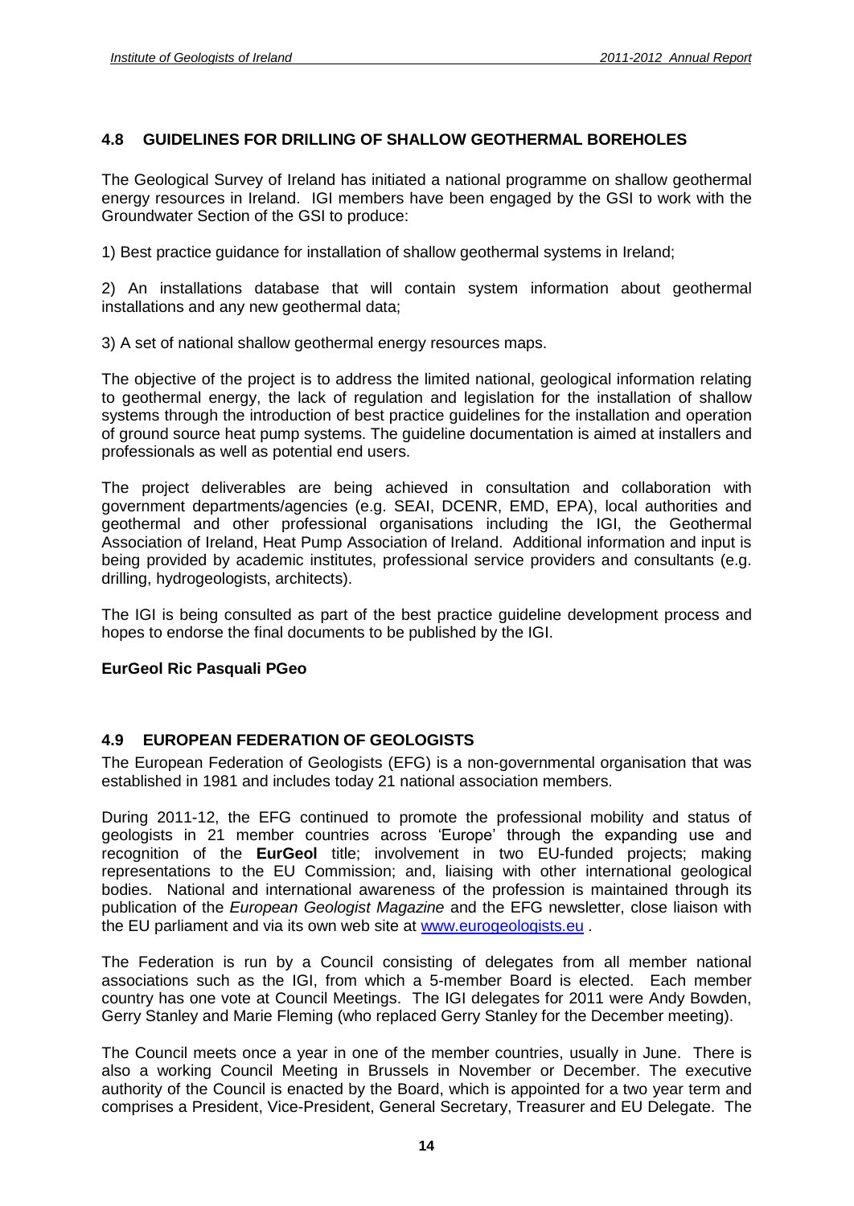## 4.8 GUIDELINES FOR DRILLING OF SHALLOW GEOTHERMAL BOREHOLES

The Geological Survey of Ireland has initiated a national programme on shallow geothermal energy resources in Ireland. IGI members have been engaged by the GSI to work with the Groundwater Section of the GSI to produce:

1) Best practice guidance for installation of shallow geothermal systems in Ireland;

2) An installations database that will contain system information about geothermal installations and any new geothermal data;

3) A set of national shallow geothermal energy resources maps.

The objective of the project is to address the limited national, geological information relating to geothermal energy, the lack of regulation and legislation for the installation of shallow systems through the introduction of best practice guidelines for the installation and operation of ground source heat pump systems. The guideline documentation is aimed at installers and professionals as well as potential end users.

The project deliverables are being achieved in consultation and collaboration with government departments/agencies (e.g. SEAI, DCENR, EMD, EPA), local authorities and geothermal and other professional organisations including the IGI, the Geothermal Association of Ireland, Heat Pump Association of Ireland. Additional information and input is being provided by academic institutes, professional service providers and consultants (e.g. drilling, hydrogeologists, architects).

The IGI is being consulted as part of the best practice guideline development process and hopes to endorse the final documents to be published by the IGI.

**EurGeol Ric Pasquali PGeo**

## 4.9 EUROPEAN FEDERATION OF GEOLOGISTS

The European Federation of Geologists (EFG) is a non-governmental organisation that was established in 1981 and includes today 21 national association members.

During 2011-12, the EFG continued to promote the professional mobility and status of geologists in 21 member countries across 'Europe' through the expanding use and recognition of the **EurGeol** title; involvement in two EU-funded projects; making representations to the EU Commission; and, liaising with other international geological bodies. National and international awareness of the profession is maintained through its publication of the *European Geologist Magazine* and the EFG newsletter, close liaison with the EU parliament and via its own web site at www.eurogeologists.eu .

The Federation is run by a Council consisting of delegates from all member national associations such as the IGI, from which a 5-member Board is elected. Each member country has one vote at Council Meetings. The IGI delegates for 2011 were Andy Bowden, Gerry Stanley and Marie Fleming (who replaced Gerry Stanley for the December meeting).

The Council meets once a year in one of the member countries, usually in June. There is also a working Council Meeting in Brussels in November or December. The executive authority of the Council is enacted by the Board, which is appointed for a two year term and comprises a President, Vice-President, General Secretary, Treasurer and EU Delegate. The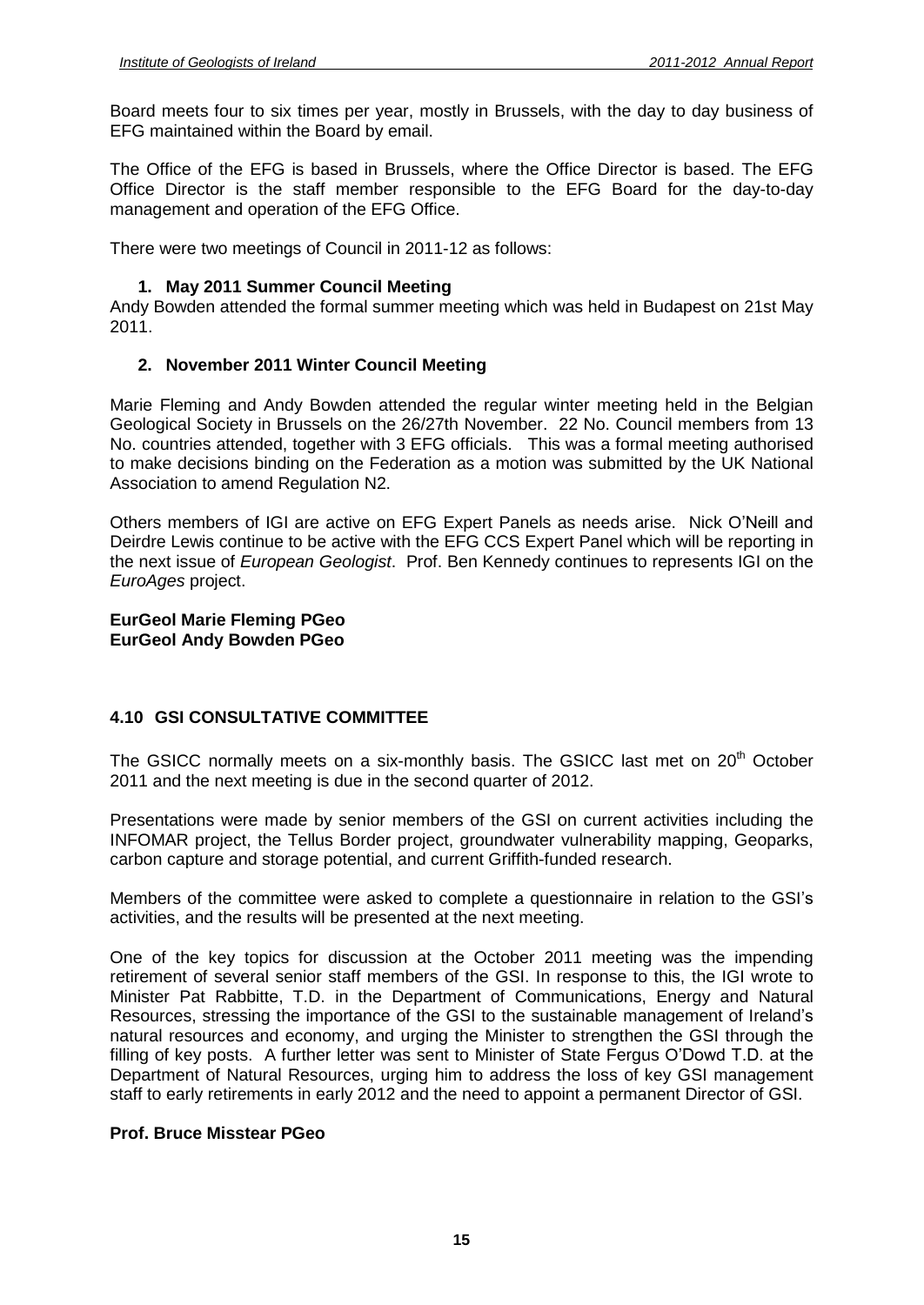Board meets four to six times per year, mostly in Brussels, with the day to day business of EFG maintained within the Board by email.

The Office of the EFG is based in Brussels, where the Office Director is based. The EFG Office Director is the staff member responsible to the EFG Board for the day-to-day management and operation of the EFG Office.

There were two meetings of Council in 2011-12 as follows:

1. **May 2011 Summer Council Meeting**

Andy Bowden attended the formal summer meeting which was held in Budapest on 21st May 2011.

2. **November 2011 Winter Council Meeting**

Marie Fleming and Andy Bowden attended the regular winter meeting held in the Belgian Geological Society in Brussels on the 26/27th November. 22 No. Council members from 13 No. countries attended, together with 3 EFG officials. This was a formal meeting authorised to make decisions binding on the Federation as a motion was submitted by the UK National Association to amend Regulation N2.

Others members of IGI are active on EFG Expert Panels as needs arise. Nick O'Neill and Deirdre Lewis continue to be active with the EFG CCS Expert Panel which will be reporting in the next issue of *European Geologist*. Prof. Ben Kennedy continues to represents IGI on the *EuroAges* project.

**EurGeol Marie Fleming PGeo**
**EurGeol Andy Bowden PGeo**

## 4.10 GSI CONSULTATIVE COMMITTEE

The GSICC normally meets on a six-monthly basis. The GSICC last met on 20th October 2011 and the next meeting is due in the second quarter of 2012.

Presentations were made by senior members of the GSI on current activities including the INFOMAR project, the Tellus Border project, groundwater vulnerability mapping, Geoparks, carbon capture and storage potential, and current Griffith-funded research.

Members of the committee were asked to complete a questionnaire in relation to the GSI's activities, and the results will be presented at the next meeting.

One of the key topics for discussion at the October 2011 meeting was the impending retirement of several senior staff members of the GSI. In response to this, the IGI wrote to Minister Pat Rabbitte, T.D. in the Department of Communications, Energy and Natural Resources, stressing the importance of the GSI to the sustainable management of Ireland's natural resources and economy, and urging the Minister to strengthen the GSI through the filling of key posts. A further letter was sent to Minister of State Fergus O'Dowd T.D. at the Department of Natural Resources, urging him to address the loss of key GSI management staff to early retirements in early 2012 and the need to appoint a permanent Director of GSI.

**Prof. Bruce Misstear PGeo**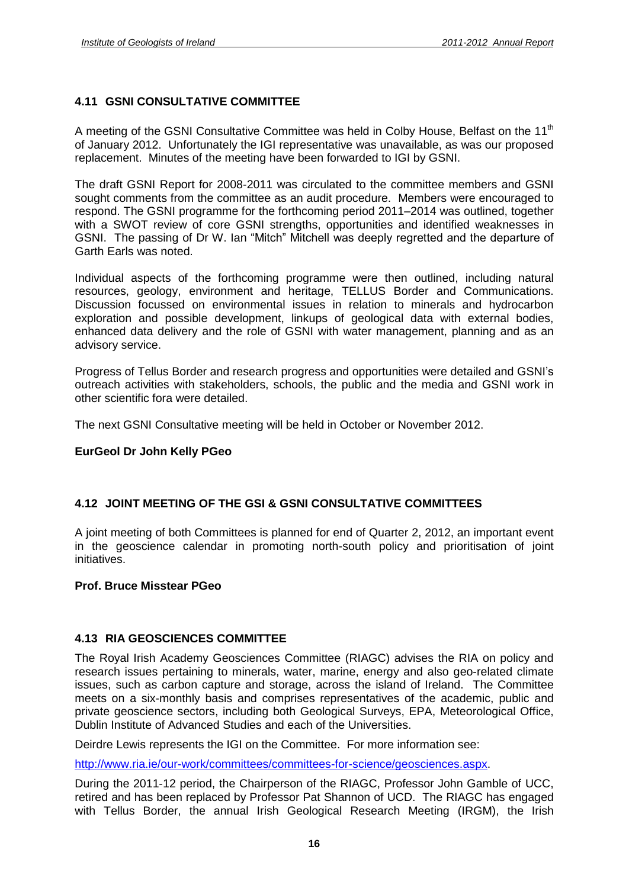## 4.11 GSNI CONSULTATIVE COMMITTEE

A meeting of the GSNI Consultative Committee was held in Colby House, Belfast on the 11th of January 2012. Unfortunately the IGI representative was unavailable, as was our proposed replacement. Minutes of the meeting have been forwarded to IGI by GSNI.

The draft GSNI Report for 2008-2011 was circulated to the committee members and GSNI sought comments from the committee as an audit procedure. Members were encouraged to respond. The GSNI programme for the forthcoming period 2011–2014 was outlined, together with a SWOT review of core GSNI strengths, opportunities and identified weaknesses in GSNI. The passing of Dr W. Ian "Mitch" Mitchell was deeply regretted and the departure of Garth Earls was noted.

Individual aspects of the forthcoming programme were then outlined, including natural resources, geology, environment and heritage, TELLUS Border and Communications. Discussion focussed on environmental issues in relation to minerals and hydrocarbon exploration and possible development, linkups of geological data with external bodies, enhanced data delivery and the role of GSNI with water management, planning and as an advisory service.

Progress of Tellus Border and research progress and opportunities were detailed and GSNI's outreach activities with stakeholders, schools, the public and the media and GSNI work in other scientific fora were detailed.

The next GSNI Consultative meeting will be held in October or November 2012.

**EurGeol Dr John Kelly PGeo**

## 4.12 JOINT MEETING OF THE GSI & GSNI CONSULTATIVE COMMITTEES

A joint meeting of both Committees is planned for end of Quarter 2, 2012, an important event in the geoscience calendar in promoting north-south policy and prioritisation of joint initiatives.

**Prof. Bruce Misstear PGeo**

## 4.13 RIA GEOSCIENCES COMMITTEE

The Royal Irish Academy Geosciences Committee (RIAGC) advises the RIA on policy and research issues pertaining to minerals, water, marine, energy and also geo-related climate issues, such as carbon capture and storage, across the island of Ireland. The Committee meets on a six-monthly basis and comprises representatives of the academic, public and private geoscience sectors, including both Geological Surveys, EPA, Meteorological Office, Dublin Institute of Advanced Studies and each of the Universities.

Deirdre Lewis represents the IGI on the Committee. For more information see:

http://www.ria.ie/our-work/committees/committees-for-science/geosciences.aspx.

During the 2011-12 period, the Chairperson of the RIAGC, Professor John Gamble of UCC, retired and has been replaced by Professor Pat Shannon of UCD. The RIAGC has engaged with Tellus Border, the annual Irish Geological Research Meeting (IRGM), the Irish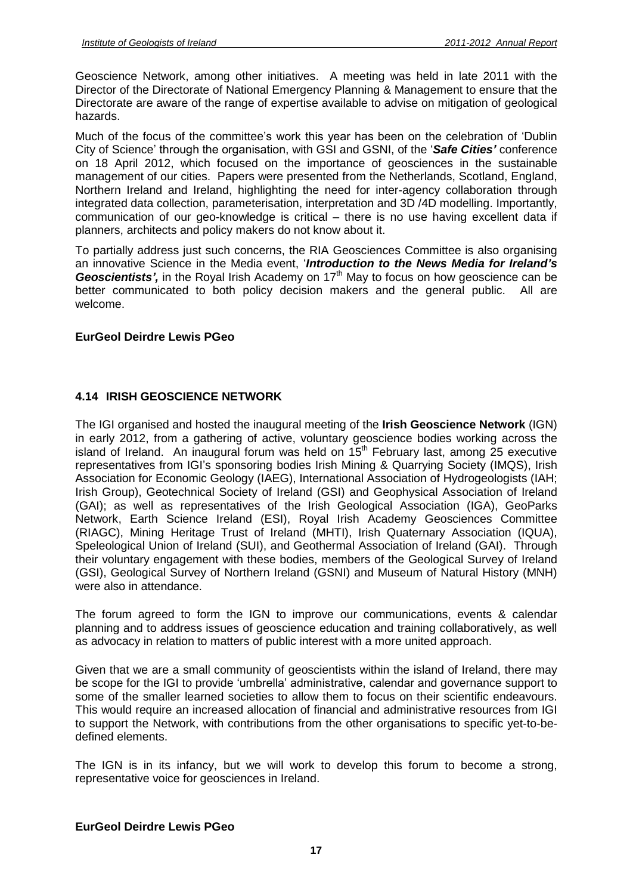Geoscience Network, among other initiatives. A meeting was held in late 2011 with the Director of the Directorate of National Emergency Planning & Management to ensure that the Directorate are aware of the range of expertise available to advise on mitigation of geological hazards.

Much of the focus of the committee's work this year has been on the celebration of 'Dublin City of Science' through the organisation, with GSI and GSNI, of the '***Safe Cities'*** conference on 18 April 2012, which focused on the importance of geosciences in the sustainable management of our cities. Papers were presented from the Netherlands, Scotland, England, Northern Ireland and Ireland, highlighting the need for inter-agency collaboration through integrated data collection, parameterisation, interpretation and 3D /4D modelling. Importantly, communication of our geo-knowledge is critical – there is no use having excellent data if planners, architects and policy makers do not know about it.

To partially address just such concerns, the RIA Geosciences Committee is also organising an innovative Science in the Media event, '***Introduction to the News Media for Ireland's Geoscientists',*** in the Royal Irish Academy on 17th May to focus on how geoscience can be better communicated to both policy decision makers and the general public. All are welcome.

**EurGeol Deirdre Lewis PGeo**

## 4.14 IRISH GEOSCIENCE NETWORK

The IGI organised and hosted the inaugural meeting of the **Irish Geoscience Network** (IGN) in early 2012, from a gathering of active, voluntary geoscience bodies working across the island of Ireland. An inaugural forum was held on 15th February last, among 25 executive representatives from IGI's sponsoring bodies Irish Mining & Quarrying Society (IMQS), Irish Association for Economic Geology (IAEG), International Association of Hydrogeologists (IAH; Irish Group), Geotechnical Society of Ireland (GSI) and Geophysical Association of Ireland (GAI); as well as representatives of the Irish Geological Association (IGA), GeoParks Network, Earth Science Ireland (ESI), Royal Irish Academy Geosciences Committee (RIAGC), Mining Heritage Trust of Ireland (MHTI), Irish Quaternary Association (IQUA), Speleological Union of Ireland (SUI), and Geothermal Association of Ireland (GAI). Through their voluntary engagement with these bodies, members of the Geological Survey of Ireland (GSI), Geological Survey of Northern Ireland (GSNI) and Museum of Natural History (MNH) were also in attendance.

The forum agreed to form the IGN to improve our communications, events & calendar planning and to address issues of geoscience education and training collaboratively, as well as advocacy in relation to matters of public interest with a more united approach.

Given that we are a small community of geoscientists within the island of Ireland, there may be scope for the IGI to provide 'umbrella' administrative, calendar and governance support to some of the smaller learned societies to allow them to focus on their scientific endeavours. This would require an increased allocation of financial and administrative resources from IGI to support the Network, with contributions from the other organisations to specific yet-to-be-defined elements.

The IGN is in its infancy, but we will work to develop this forum to become a strong, representative voice for geosciences in Ireland.

**EurGeol Deirdre Lewis PGeo**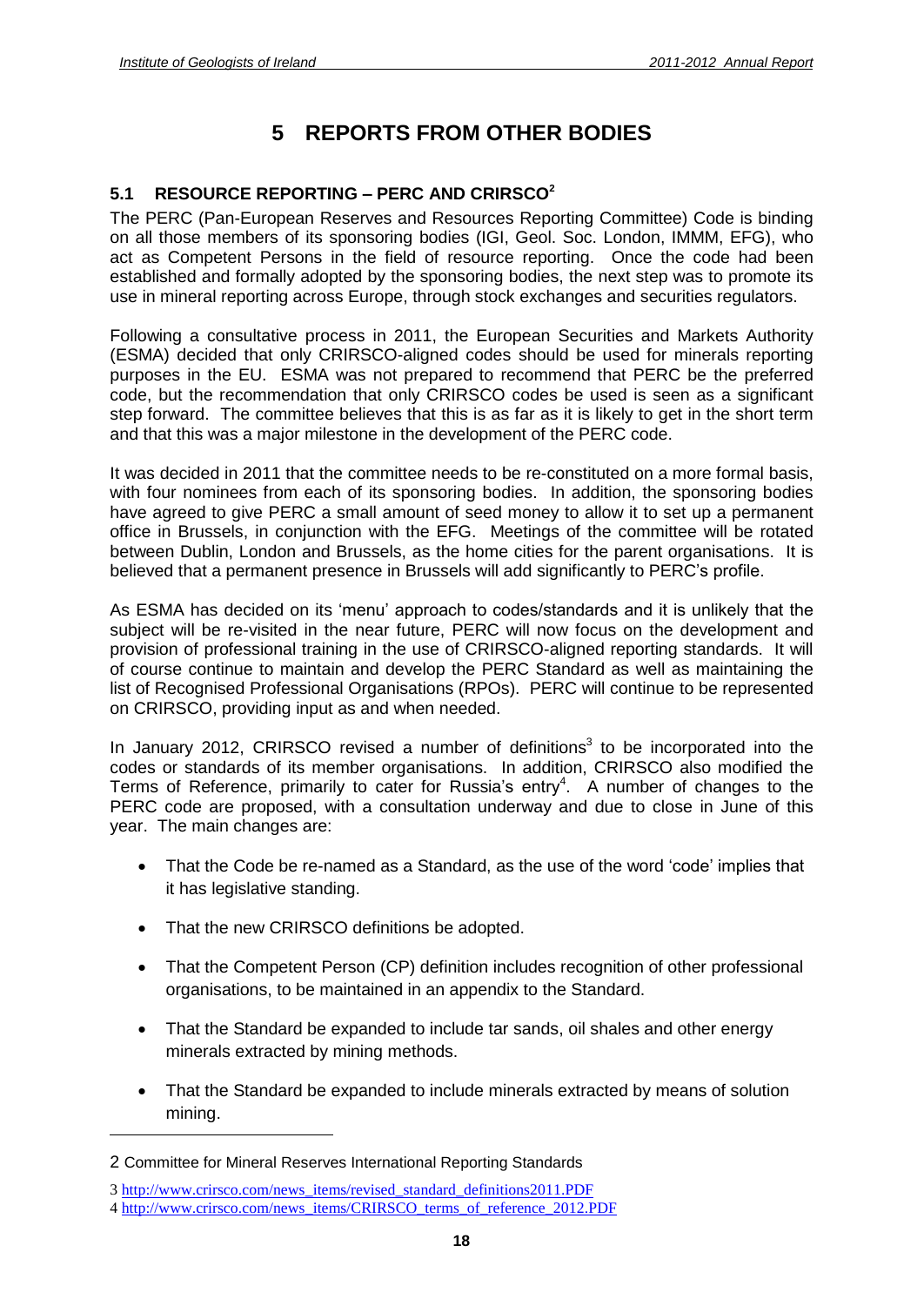# 5 REPORTS FROM OTHER BODIES

## 5.1 RESOURCE REPORTING – PERC AND CRIRSCO[2]

The PERC (Pan-European Reserves and Resources Reporting Committee) Code is binding on all those members of its sponsoring bodies (IGI, Geol. Soc. London, IMMM, EFG), who act as Competent Persons in the field of resource reporting. Once the code had been established and formally adopted by the sponsoring bodies, the next step was to promote its use in mineral reporting across Europe, through stock exchanges and securities regulators.

Following a consultative process in 2011, the European Securities and Markets Authority (ESMA) decided that only CRIRSCO-aligned codes should be used for minerals reporting purposes in the EU. ESMA was not prepared to recommend that PERC be the preferred code, but the recommendation that only CRIRSCO codes be used is seen as a significant step forward. The committee believes that this is as far as it is likely to get in the short term and that this was a major milestone in the development of the PERC code.

It was decided in 2011 that the committee needs to be re-constituted on a more formal basis, with four nominees from each of its sponsoring bodies. In addition, the sponsoring bodies have agreed to give PERC a small amount of seed money to allow it to set up a permanent office in Brussels, in conjunction with the EFG. Meetings of the committee will be rotated between Dublin, London and Brussels, as the home cities for the parent organisations. It is believed that a permanent presence in Brussels will add significantly to PERC's profile.

As ESMA has decided on its 'menu' approach to codes/standards and it is unlikely that the subject will be re-visited in the near future, PERC will now focus on the development and provision of professional training in the use of CRIRSCO-aligned reporting standards. It will of course continue to maintain and develop the PERC Standard as well as maintaining the list of Recognised Professional Organisations (RPOs). PERC will continue to be represented on CRIRSCO, providing input as and when needed.

In January 2012, CRIRSCO revised a number of definitions[3] to be incorporated into the codes or standards of its member organisations. In addition, CRIRSCO also modified the Terms of Reference, primarily to cater for Russia's entry[4]. A number of changes to the PERC code are proposed, with a consultation underway and due to close in June of this year. The main changes are:

- That the Code be re-named as a Standard, as the use of the word 'code' implies that it has legislative standing.
- That the new CRIRSCO definitions be adopted.
- That the Competent Person (CP) definition includes recognition of other professional organisations, to be maintained in an appendix to the Standard.
- That the Standard be expanded to include tar sands, oil shales and other energy minerals extracted by mining methods.
- That the Standard be expanded to include minerals extracted by means of solution mining.

---

2 Committee for Mineral Reserves International Reporting Standards

3 http://www.crirsco.com/news_items/revised_standard_definitions2011.PDF

4 http://www.crirsco.com/news_items/CRIRSCO_terms_of_reference_2012.PDF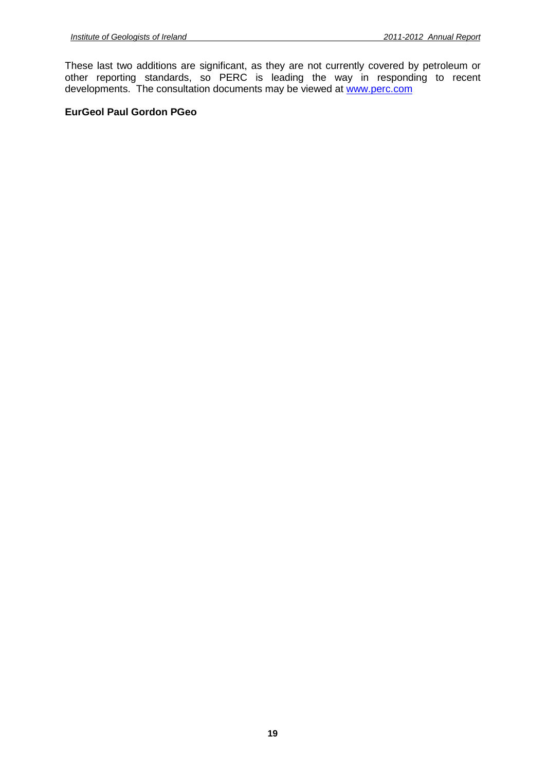These last two additions are significant, as they are not currently covered by petroleum or other reporting standards, so PERC is leading the way in responding to recent developments. The consultation documents may be viewed at [www.perc.com](www.perc.com)

**EurGeol Paul Gordon PGeo**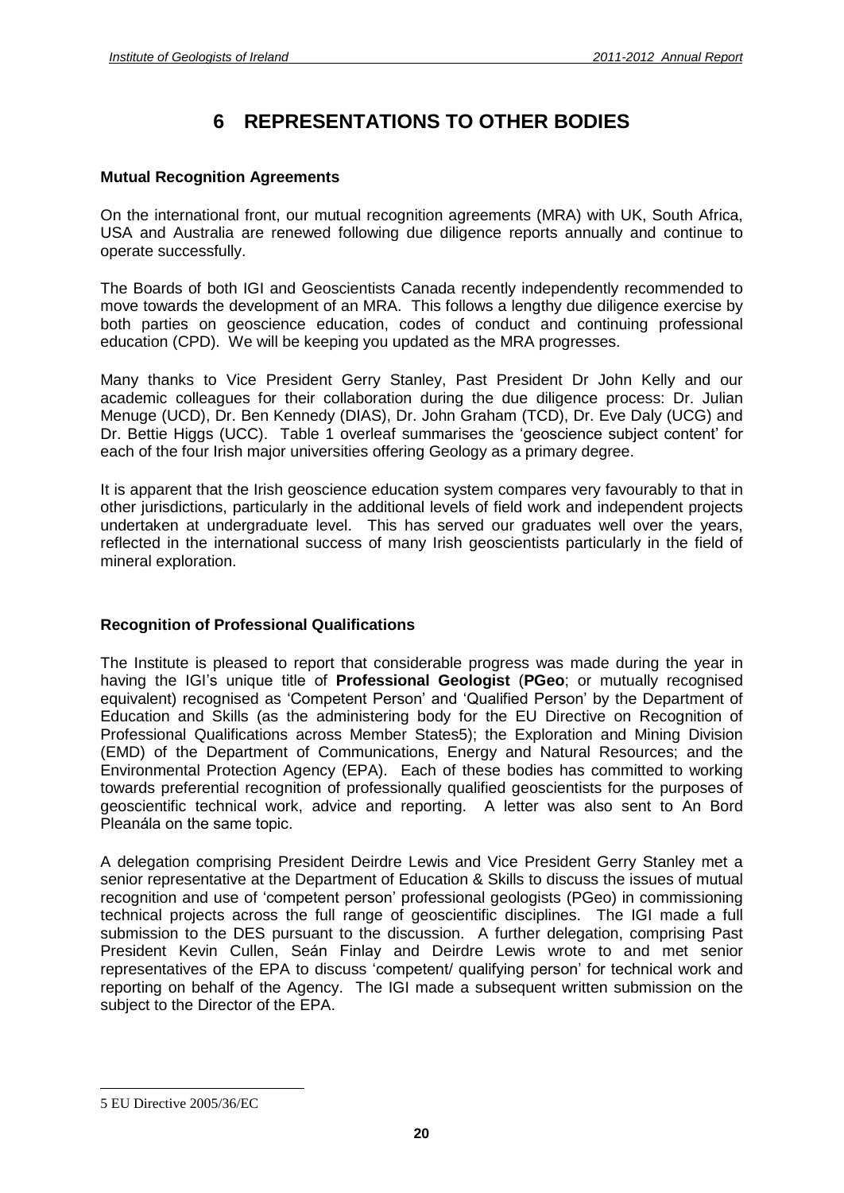# 6 REPRESENTATIONS TO OTHER BODIES

**Mutual Recognition Agreements**

On the international front, our mutual recognition agreements (MRA) with UK, South Africa, USA and Australia are renewed following due diligence reports annually and continue to operate successfully.

The Boards of both IGI and Geoscientists Canada recently independently recommended to move towards the development of an MRA. This follows a lengthy due diligence exercise by both parties on geoscience education, codes of conduct and continuing professional education (CPD). We will be keeping you updated as the MRA progresses.

Many thanks to Vice President Gerry Stanley, Past President Dr John Kelly and our academic colleagues for their collaboration during the due diligence process: Dr. Julian Menuge (UCD), Dr. Ben Kennedy (DIAS), Dr. John Graham (TCD), Dr. Eve Daly (UCG) and Dr. Bettie Higgs (UCC). Table 1 overleaf summarises the 'geoscience subject content' for each of the four Irish major universities offering Geology as a primary degree.

It is apparent that the Irish geoscience education system compares very favourably to that in other jurisdictions, particularly in the additional levels of field work and independent projects undertaken at undergraduate level. This has served our graduates well over the years, reflected in the international success of many Irish geoscientists particularly in the field of mineral exploration.

**Recognition of Professional Qualifications**

The Institute is pleased to report that considerable progress was made during the year in having the IGI's unique title of **Professional Geologist** (**PGeo**; or mutually recognised equivalent) recognised as 'Competent Person' and 'Qualified Person' by the Department of Education and Skills (as the administering body for the EU Directive on Recognition of Professional Qualifications across Member States[5]); the Exploration and Mining Division (EMD) of the Department of Communications, Energy and Natural Resources; and the Environmental Protection Agency (EPA). Each of these bodies has committed to working towards preferential recognition of professionally qualified geoscientists for the purposes of geoscientific technical work, advice and reporting. A letter was also sent to An Bord Pleanála on the same topic.

A delegation comprising President Deirdre Lewis and Vice President Gerry Stanley met a senior representative at the Department of Education & Skills to discuss the issues of mutual recognition and use of 'competent person' professional geologists (PGeo) in commissioning technical projects across the full range of geoscientific disciplines. The IGI made a full submission to the DES pursuant to the discussion. A further delegation, comprising Past President Kevin Cullen, Seán Finlay and Deirdre Lewis wrote to and met senior representatives of the EPA to discuss 'competent/ qualifying person' for technical work and reporting on behalf of the Agency. The IGI made a subsequent written submission on the subject to the Director of the EPA.

[5] EU Directive 2005/36/EC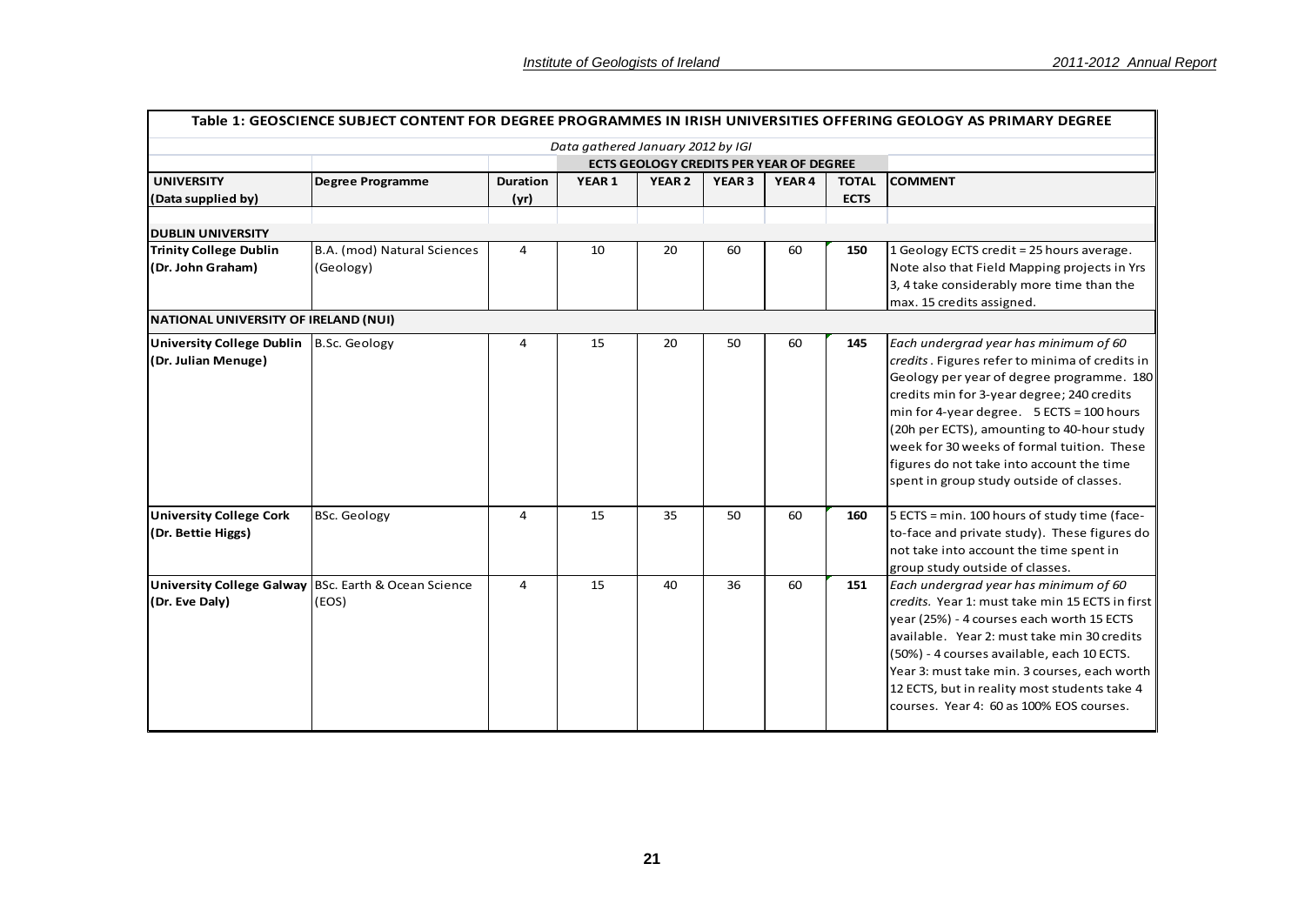| **Table 1: GEOSCIENCE SUBJECT CONTENT FOR DEGREE PROGRAMMES IN IRISH UNIVERSITIES OFFERING GEOLOGY AS PRIMARY DEGREE** | | | | | | | | |
|---|---|---|---|---|---|---|---|---|
| | | | *Data gathered January 2012 by IGI* | | | | | |
| | | | **ECTS GEOLOGY CREDITS PER YEAR OF DEGREE** | | | | | |
| **UNIVERSITY (Data supplied by)** | **Degree Programme** | **Duration (yr)** | **YEAR 1** | **YEAR 2** | **YEAR 3** | **YEAR 4** | **TOTAL ECTS** | **COMMENT** |
| **DUBLIN UNIVERSITY** | | | | | | | | |
| **Trinity College Dublin (Dr. John Graham)** | B.A. (mod) Natural Sciences (Geology) | 4 | 10 | 20 | 60 | 60 | **150** | 1 Geology ECTS credit = 25 hours average. Note also that Field Mapping projects in Yrs 3, 4 take considerably more time than the max. 15 credits assigned. |
| **NATIONAL UNIVERSITY OF IRELAND (NUI)** | | | | | | | | |
| **University College Dublin (Dr. Julian Menuge)** | B.Sc. Geology | 4 | 15 | 20 | 50 | 60 | **145** | *Each undergrad year has minimum of 60 credits*. Figures refer to minima of credits in Geology per year of degree programme. 180 credits min for 3-year degree; 240 credits min for 4-year degree. 5 ECTS = 100 hours (20h per ECTS), amounting to 40-hour study week for 30 weeks of formal tuition. These figures do not take into account the time spent in group study outside of classes. |
| **University College Cork (Dr. Bettie Higgs)** | BSc. Geology | 4 | 15 | 35 | 50 | 60 | **160** | 5 ECTS = min. 100 hours of study time (face-to-face and private study). These figures do not take into account the time spent in group study outside of classes. |
| **University College Galway (Dr. Eve Daly)** | BSc. Earth & Ocean Science (EOS) | 4 | 15 | 40 | 36 | 60 | **151** | *Each undergrad year has minimum of 60 credits.* Year 1: must take min 15 ECTS in first year (25%) - 4 courses each worth 15 ECTS available. Year 2: must take min 30 credits (50%) - 4 courses available, each 10 ECTS. Year 3: must take min. 3 courses, each worth 12 ECTS, but in reality most students take 4 courses. Year 4: 60 as 100% EOS courses. |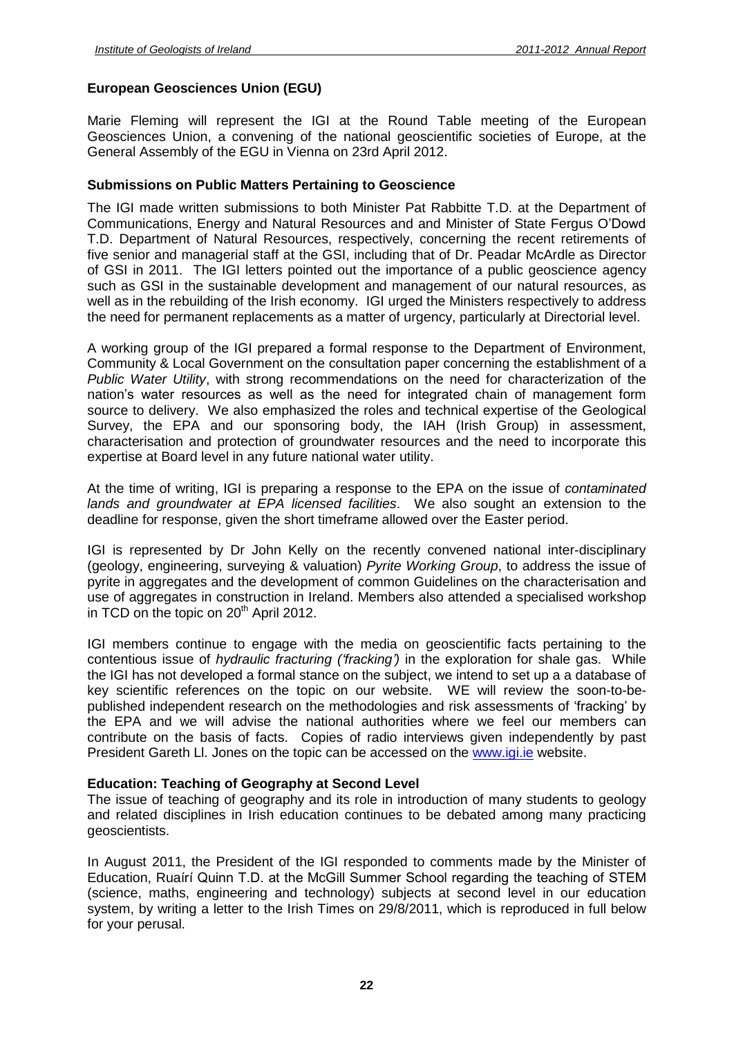**European Geosciences Union (EGU)**

Marie Fleming will represent the IGI at the Round Table meeting of the European Geosciences Union, a convening of the national geoscientific societies of Europe, at the General Assembly of the EGU in Vienna on 23rd April 2012.

**Submissions on Public Matters Pertaining to Geoscience**

The IGI made written submissions to both Minister Pat Rabbitte T.D. at the Department of Communications, Energy and Natural Resources and and Minister of State Fergus O'Dowd T.D. Department of Natural Resources, respectively, concerning the recent retirements of five senior and managerial staff at the GSI, including that of Dr. Peadar McArdle as Director of GSI in 2011. The IGI letters pointed out the importance of a public geoscience agency such as GSI in the sustainable development and management of our natural resources, as well as in the rebuilding of the Irish economy. IGI urged the Ministers respectively to address the need for permanent replacements as a matter of urgency, particularly at Directorial level.

A working group of the IGI prepared a formal response to the Department of Environment, Community & Local Government on the consultation paper concerning the establishment of a *Public Water Utility*, with strong recommendations on the need for characterization of the nation's water resources as well as the need for integrated chain of management form source to delivery. We also emphasized the roles and technical expertise of the Geological Survey, the EPA and our sponsoring body, the IAH (Irish Group) in assessment, characterisation and protection of groundwater resources and the need to incorporate this expertise at Board level in any future national water utility.

At the time of writing, IGI is preparing a response to the EPA on the issue of *contaminated lands and groundwater at EPA licensed facilities*. We also sought an extension to the deadline for response, given the short timeframe allowed over the Easter period.

IGI is represented by Dr John Kelly on the recently convened national inter-disciplinary (geology, engineering, surveying & valuation) *Pyrite Working Group*, to address the issue of pyrite in aggregates and the development of common Guidelines on the characterisation and use of aggregates in construction in Ireland. Members also attended a specialised workshop in TCD on the topic on 20th April 2012.

IGI members continue to engage with the media on geoscientific facts pertaining to the contentious issue of *hydraulic fracturing ('fracking')* in the exploration for shale gas. While the IGI has not developed a formal stance on the subject, we intend to set up a a database of key scientific references on the topic on our website. WE will review the soon-to-be-published independent research on the methodologies and risk assessments of 'fracking' by the EPA and we will advise the national authorities where we feel our members can contribute on the basis of facts. Copies of radio interviews given independently by past President Gareth Ll. Jones on the topic can be accessed on the [www.igi.ie](http://www.igi.ie) website.

**Education: Teaching of Geography at Second Level**

The issue of teaching of geography and its role in introduction of many students to geology and related disciplines in Irish education continues to be debated among many practicing geoscientists.

In August 2011, the President of the IGI responded to comments made by the Minister of Education, Ruaírí Quinn T.D. at the McGill Summer School regarding the teaching of STEM (science, maths, engineering and technology) subjects at second level in our education system, by writing a letter to the Irish Times on 29/8/2011, which is reproduced in full below for your perusal.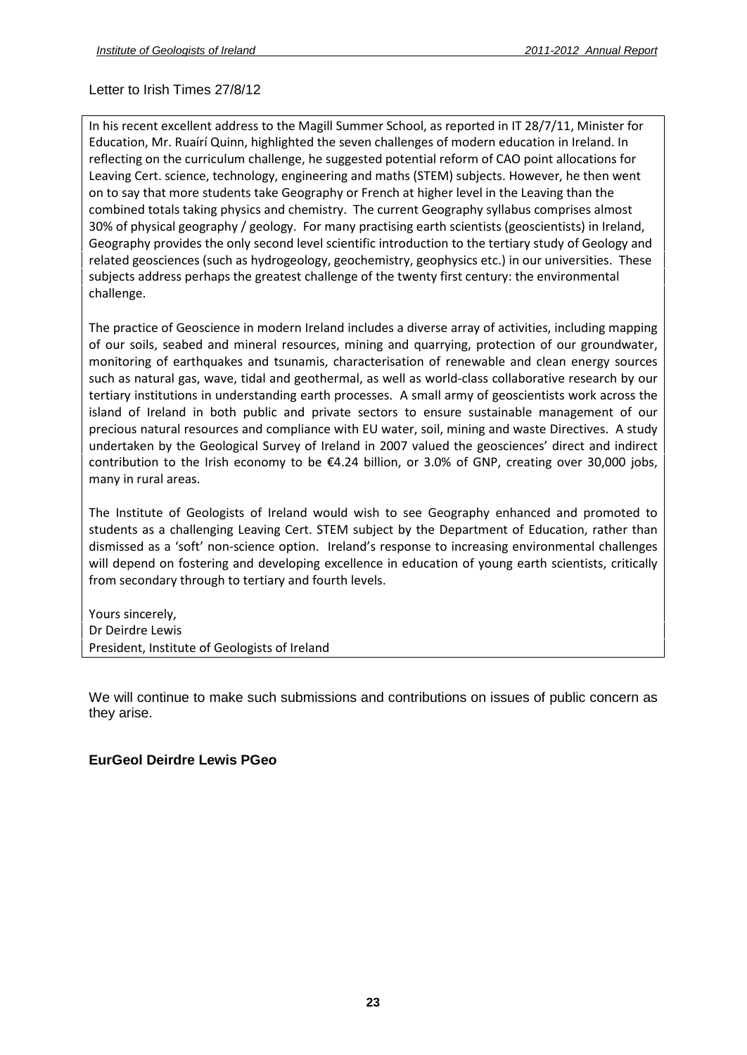Letter to Irish Times 27/8/12

In his recent excellent address to the Magill Summer School, as reported in IT 28/7/11, Minister for Education, Mr. Ruaírí Quinn, highlighted the seven challenges of modern education in Ireland. In reflecting on the curriculum challenge, he suggested potential reform of CAO point allocations for Leaving Cert. science, technology, engineering and maths (STEM) subjects. However, he then went on to say that more students take Geography or French at higher level in the Leaving than the combined totals taking physics and chemistry. The current Geography syllabus comprises almost 30% of physical geography / geology. For many practising earth scientists (geoscientists) in Ireland, Geography provides the only second level scientific introduction to the tertiary study of Geology and related geosciences (such as hydrogeology, geochemistry, geophysics etc.) in our universities. These subjects address perhaps the greatest challenge of the twenty first century: the environmental challenge.

The practice of Geoscience in modern Ireland includes a diverse array of activities, including mapping of our soils, seabed and mineral resources, mining and quarrying, protection of our groundwater, monitoring of earthquakes and tsunamis, characterisation of renewable and clean energy sources such as natural gas, wave, tidal and geothermal, as well as world-class collaborative research by our tertiary institutions in understanding earth processes. A small army of geoscientists work across the island of Ireland in both public and private sectors to ensure sustainable management of our precious natural resources and compliance with EU water, soil, mining and waste Directives. A study undertaken by the Geological Survey of Ireland in 2007 valued the geosciences' direct and indirect contribution to the Irish economy to be €4.24 billion, or 3.0% of GNP, creating over 30,000 jobs, many in rural areas.

The Institute of Geologists of Ireland would wish to see Geography enhanced and promoted to students as a challenging Leaving Cert. STEM subject by the Department of Education, rather than dismissed as a 'soft' non-science option. Ireland's response to increasing environmental challenges will depend on fostering and developing excellence in education of young earth scientists, critically from secondary through to tertiary and fourth levels.

Yours sincerely,
Dr Deirdre Lewis
President, Institute of Geologists of Ireland

We will continue to make such submissions and contributions on issues of public concern as they arise.

**EurGeol Deirdre Lewis PGeo**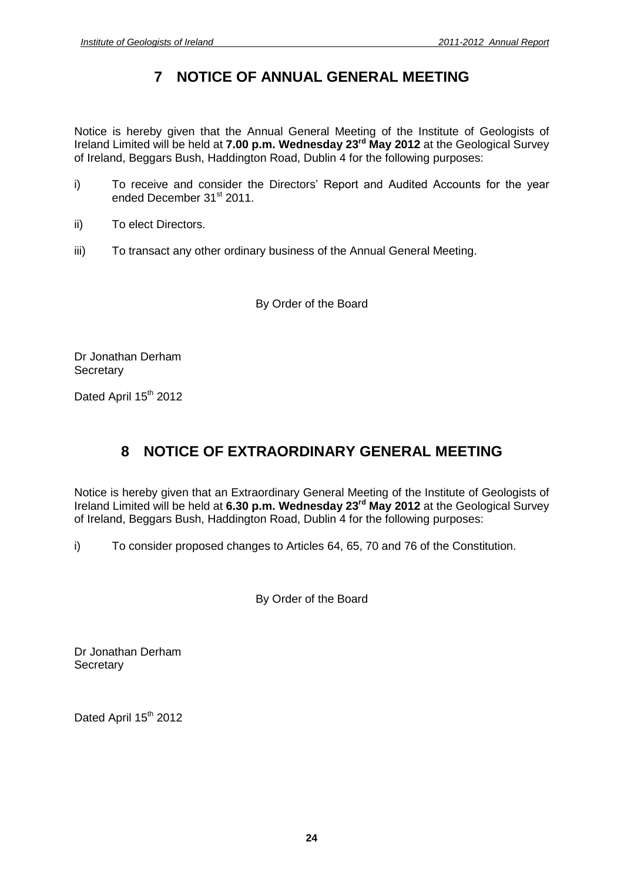# 7 NOTICE OF ANNUAL GENERAL MEETING

Notice is hereby given that the Annual General Meeting of the Institute of Geologists of Ireland Limited will be held at **7.00 p.m. Wednesday 23rd May 2012** at the Geological Survey of Ireland, Beggars Bush, Haddington Road, Dublin 4 for the following purposes:

i) To receive and consider the Directors' Report and Audited Accounts for the year ended December 31st 2011.

ii) To elect Directors.

iii) To transact any other ordinary business of the Annual General Meeting.

By Order of the Board

Dr Jonathan Derham
Secretary

Dated April 15th 2012

# 8 NOTICE OF EXTRAORDINARY GENERAL MEETING

Notice is hereby given that an Extraordinary General Meeting of the Institute of Geologists of Ireland Limited will be held at **6.30 p.m. Wednesday 23rd May 2012** at the Geological Survey of Ireland, Beggars Bush, Haddington Road, Dublin 4 for the following purposes:

i) To consider proposed changes to Articles 64, 65, 70 and 76 of the Constitution.

By Order of the Board

Dr Jonathan Derham
Secretary

Dated April 15th 2012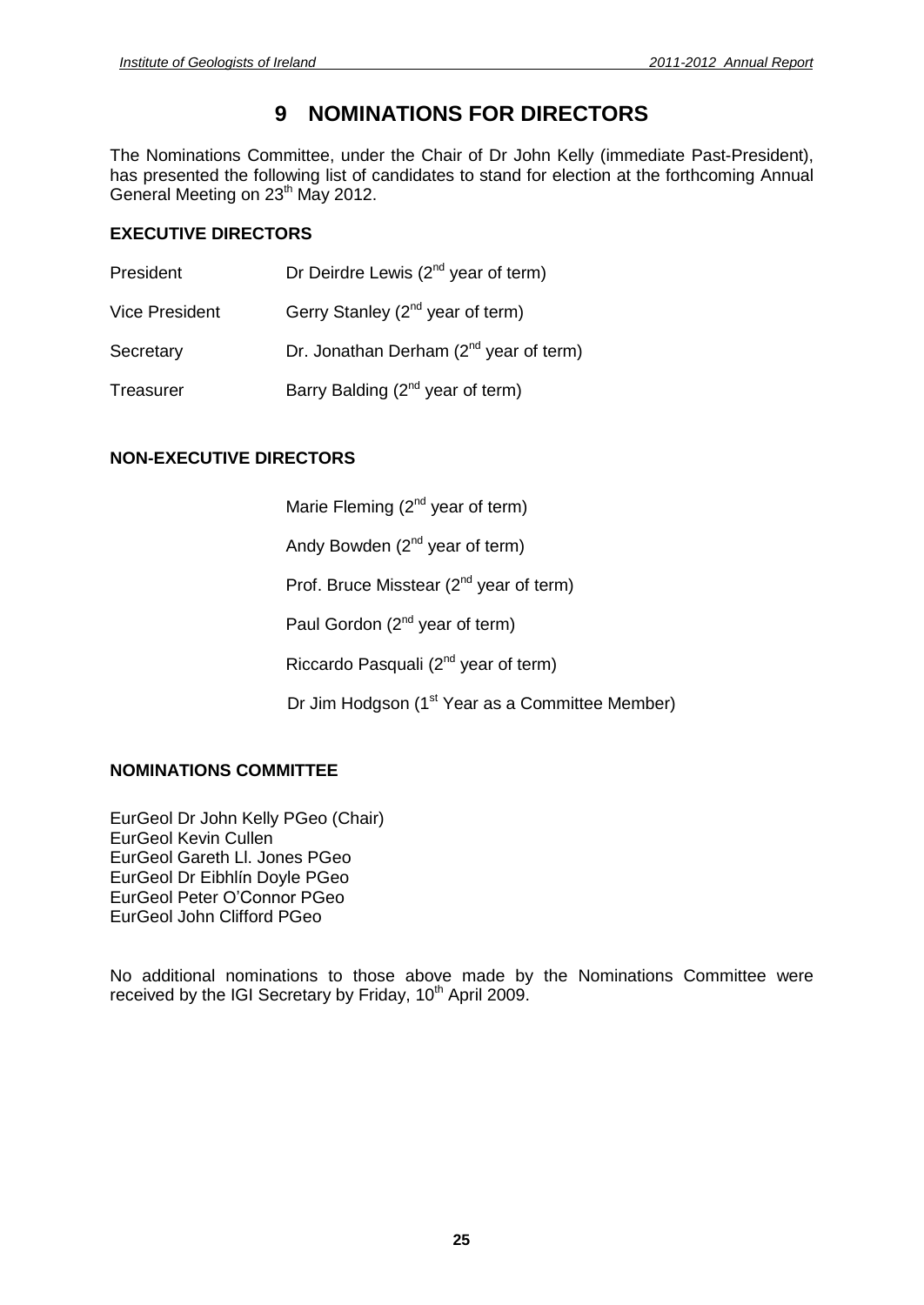# 9 NOMINATIONS FOR DIRECTORS

The Nominations Committee, under the Chair of Dr John Kelly (immediate Past-President), has presented the following list of candidates to stand for election at the forthcoming Annual General Meeting on 23th May 2012.

## EXECUTIVE DIRECTORS

| | |
|---|---|
| President | Dr Deirdre Lewis (2nd year of term) |
| Vice President | Gerry Stanley (2nd year of term) |
| Secretary | Dr. Jonathan Derham (2nd year of term) |
| Treasurer | Barry Balding (2nd year of term) |

## NON-EXECUTIVE DIRECTORS

Marie Fleming (2nd year of term)

Andy Bowden (2nd year of term)

Prof. Bruce Misstear (2nd year of term)

Paul Gordon (2nd year of term)

Riccardo Pasquali (2nd year of term)

Dr Jim Hodgson (1st Year as a Committee Member)

## NOMINATIONS COMMITTEE

EurGeol Dr John Kelly PGeo (Chair)
EurGeol Kevin Cullen
EurGeol Gareth Ll. Jones PGeo
EurGeol Dr Eibhlín Doyle PGeo
EurGeol Peter O'Connor PGeo
EurGeol John Clifford PGeo

No additional nominations to those above made by the Nominations Committee were received by the IGI Secretary by Friday, 10th April 2009.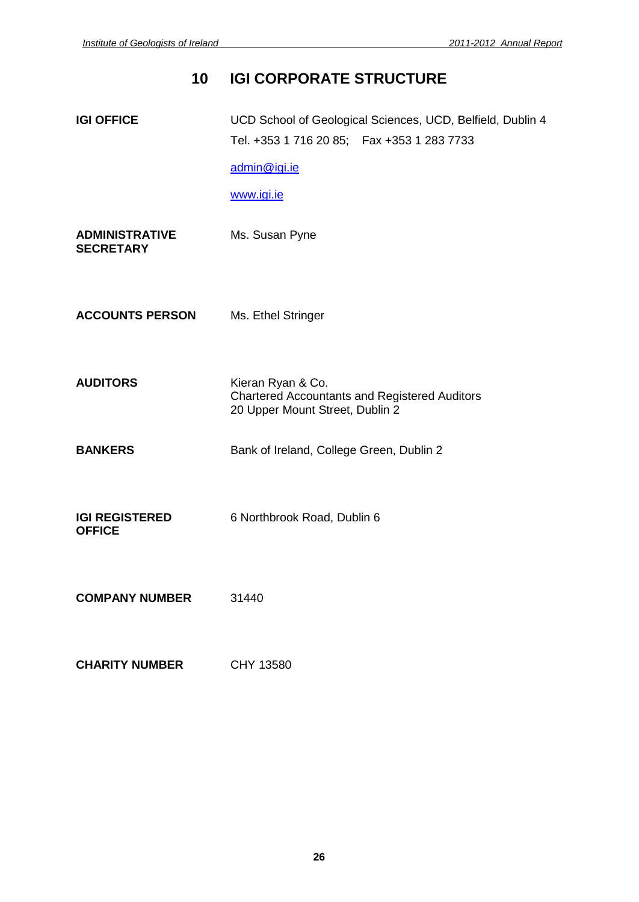# 10 IGI CORPORATE STRUCTURE

**IGI OFFICE**
UCD School of Geological Sciences, UCD, Belfield, Dublin 4
Tel. +353 1 716 20 85; Fax +353 1 283 7733
admin@igi.ie
www.igi.ie

**ADMINISTRATIVE SECRETARY**
Ms. Susan Pyne

**ACCOUNTS PERSON**
Ms. Ethel Stringer

**AUDITORS**
Kieran Ryan & Co.
Chartered Accountants and Registered Auditors
20 Upper Mount Street, Dublin 2

**BANKERS**
Bank of Ireland, College Green, Dublin 2

**IGI REGISTERED OFFICE**
6 Northbrook Road, Dublin 6

**COMPANY NUMBER**
31440

**CHARITY NUMBER**
CHY 13580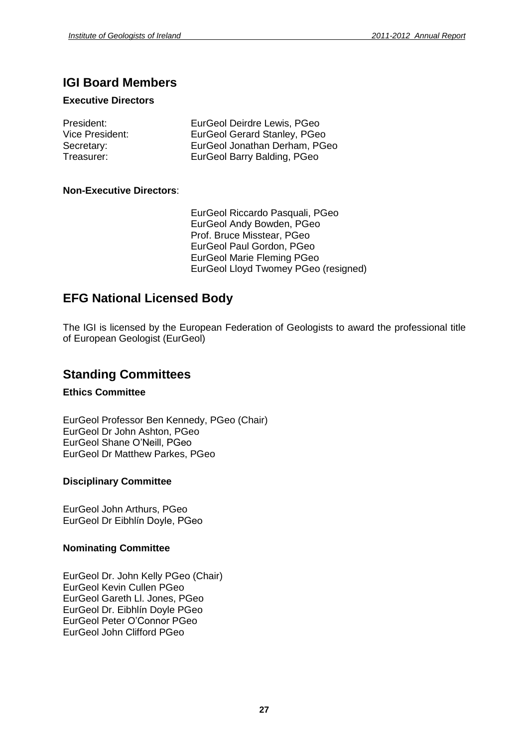## IGI Board Members

### Executive Directors

President: EurGeol Deirdre Lewis, PGeo
Vice President: EurGeol Gerard Stanley, PGeo
Secretary: EurGeol Jonathan Derham, PGeo
Treasurer: EurGeol Barry Balding, PGeo

### Non-Executive Directors:

EurGeol Riccardo Pasquali, PGeo
EurGeol Andy Bowden, PGeo
Prof. Bruce Misstear, PGeo
EurGeol Paul Gordon, PGeo
EurGeol Marie Fleming PGeo
EurGeol Lloyd Twomey PGeo (resigned)

## EFG National Licensed Body

The IGI is licensed by the European Federation of Geologists to award the professional title of European Geologist (EurGeol)

## Standing Committees

### Ethics Committee

EurGeol Professor Ben Kennedy, PGeo (Chair)
EurGeol Dr John Ashton, PGeo
EurGeol Shane O'Neill, PGeo
EurGeol Dr Matthew Parkes, PGeo

### Disciplinary Committee

EurGeol John Arthurs, PGeo
EurGeol Dr Eibhlín Doyle, PGeo

### Nominating Committee

EurGeol Dr. John Kelly PGeo (Chair)
EurGeol Kevin Cullen PGeo
EurGeol Gareth Ll. Jones, PGeo
EurGeol Dr. Eibhlín Doyle PGeo
EurGeol Peter O'Connor PGeo
EurGeol John Clifford PGeo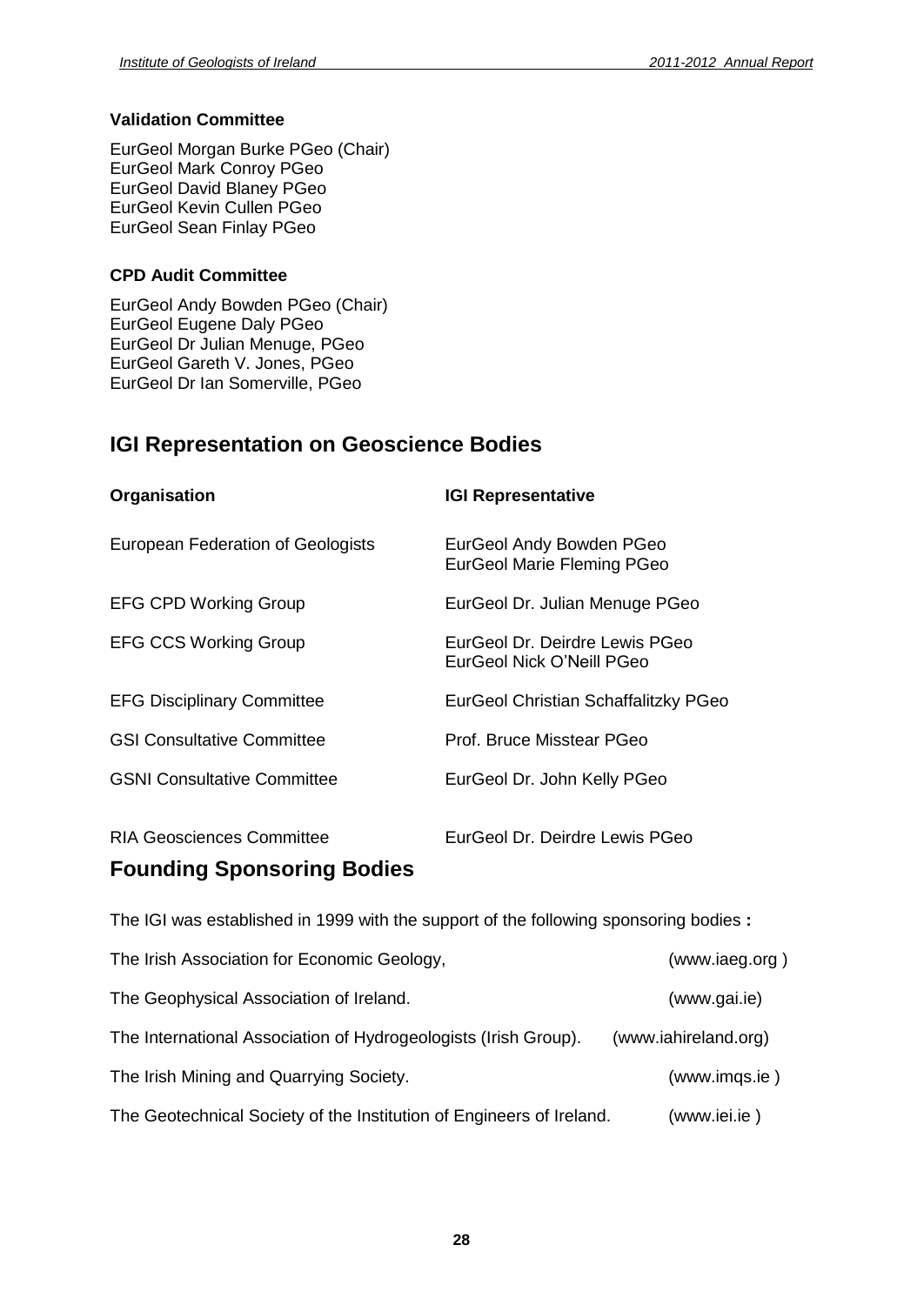### Validation Committee

EurGeol Morgan Burke PGeo (Chair)
EurGeol Mark Conroy PGeo
EurGeol David Blaney PGeo
EurGeol Kevin Cullen PGeo
EurGeol Sean Finlay PGeo

### CPD Audit Committee

EurGeol Andy Bowden PGeo (Chair)
EurGeol Eugene Daly PGeo
EurGeol Dr Julian Menuge, PGeo
EurGeol Gareth V. Jones, PGeo
EurGeol Dr Ian Somerville, PGeo

## IGI Representation on Geoscience Bodies

| Organisation | IGI Representative |
|---|---|
| European Federation of Geologists | EurGeol Andy Bowden PGeo<br>EurGeol Marie Fleming PGeo |
| EFG CPD Working Group | EurGeol Dr. Julian Menuge PGeo |
| EFG CCS Working Group | EurGeol Dr. Deirdre Lewis PGeo<br>EurGeol Nick O'Neill PGeo |
| EFG Disciplinary Committee | EurGeol Christian Schaffalitzky PGeo |
| GSI Consultative Committee | Prof. Bruce Misstear PGeo |
| GSNI Consultative Committee | EurGeol Dr. John Kelly PGeo |
| RIA Geosciences Committee | EurGeol Dr. Deirdre Lewis PGeo |

## Founding Sponsoring Bodies

The IGI was established in 1999 with the support of the following sponsoring bodies **:**

| | |
|---|---|
| The Irish Association for Economic Geology, | (www.iaeg.org ) |
| The Geophysical Association of Ireland. | (www.gai.ie) |
| The International Association of Hydrogeologists (Irish Group). | (www.iahireland.org) |
| The Irish Mining and Quarrying Society. | (www.imqs.ie ) |
| The Geotechnical Society of the Institution of Engineers of Ireland. | (www.iei.ie ) |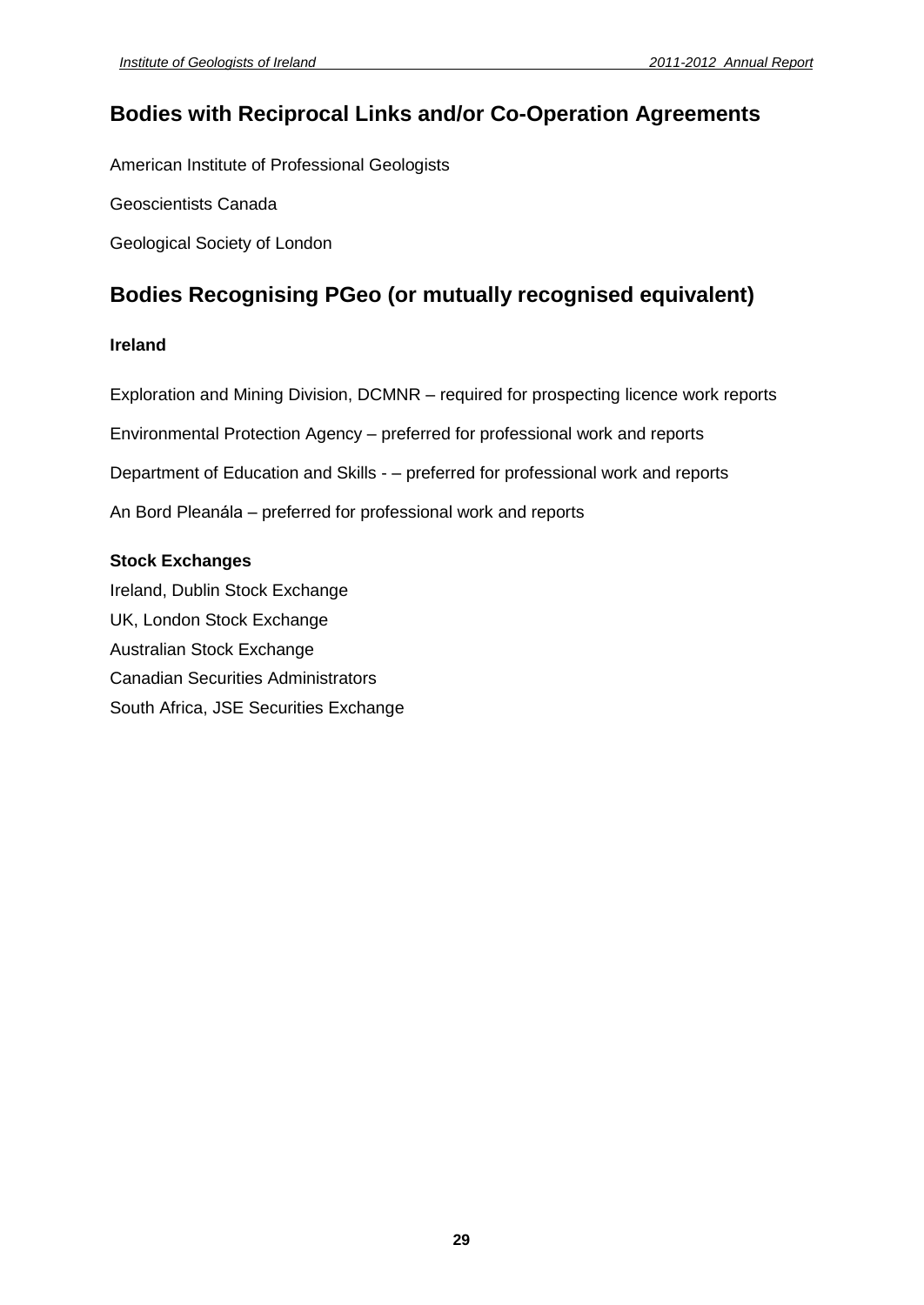## Bodies with Reciprocal Links and/or Co-Operation Agreements

American Institute of Professional Geologists

Geoscientists Canada

Geological Society of London

## Bodies Recognising PGeo (or mutually recognised equivalent)

**Ireland**

Exploration and Mining Division, DCMNR – required for prospecting licence work reports

Environmental Protection Agency – preferred for professional work and reports

Department of Education and Skills - – preferred for professional work and reports

An Bord Pleanála – preferred for professional work and reports

**Stock Exchanges**

Ireland, Dublin Stock Exchange
UK, London Stock Exchange
Australian Stock Exchange
Canadian Securities Administrators
South Africa, JSE Securities Exchange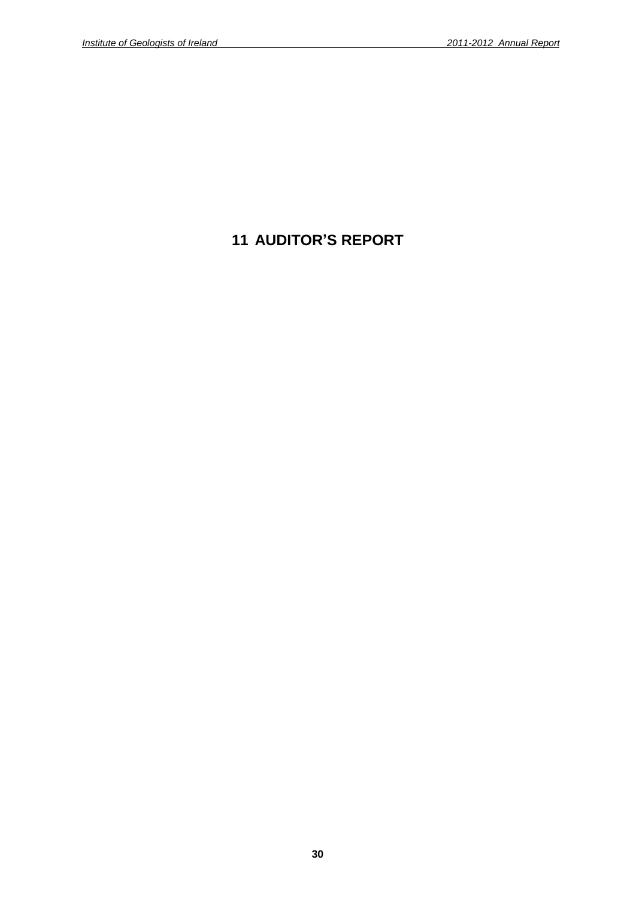# 11 AUDITOR’S REPORT